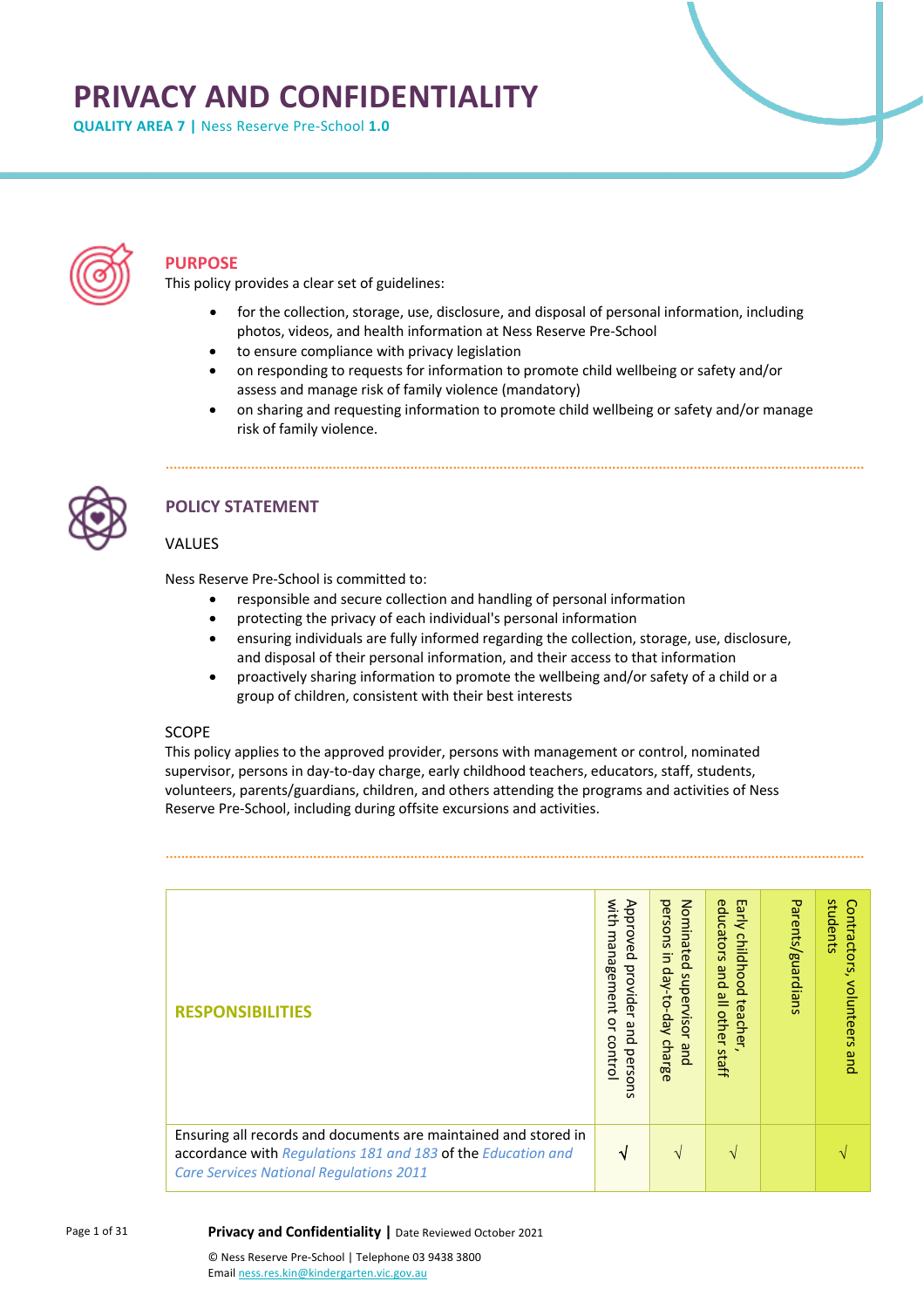# PRIVACY AND CONFIDENTIALITY

**QUALITY AREA 7 |** Ness Reserve Pre-School **1.0**

## PURPOSE

This policy provides a clear set of guidelines:

- for the collection, storage, use, disclosure, and disposal of personal information, including photos, videos, and health information at Ness Reserve Pre-School
- to ensure compliance with privacy legislation
- on responding to requests for information to promote child wellbeing or safety and/or assess and manage risk of family violence (mandatory)
- on sharing and requesting information to promote child wellbeing or safety and/or manage risk of family violence.

## POLICY STATEMENT

### VALUES

Ness Reserve Pre-School is committed to:

- responsible and secure collection and handling of personal information
- protecting the privacy of each individual's personal information
- ensuring individuals are fully informed regarding the collection, storage, use, disclosure, and disposal of their personal information, and their access to that information
- proactively sharing information to promote the wellbeing and/or safety of a child or a group of children, consistent with their best interests

### SCOPE

This policy applies to the approved provider, persons with management or control, nominated supervisor, persons in day-to-day charge, early childhood teachers, educators, staff, students, volunteers, parents/guardians, children, and others attending the programs and activities of Ness Reserve Pre-School, including during offsite excursions and activities.

| RESPONSIBILITIES | Approved provider and persons with management or control | Nominated supervisor and persons in day-to-day charge | Early childhood teacher, educators and all other staff | Parents/guardians | Contractors, volunteers and students |
|---|---|---|---|---|---|
| Ensuring all records and documents are maintained and stored in accordance with *Regulations 181 and 183* of the *Education and Care Services National Regulations 2011* | √ | √ | √ | | √ |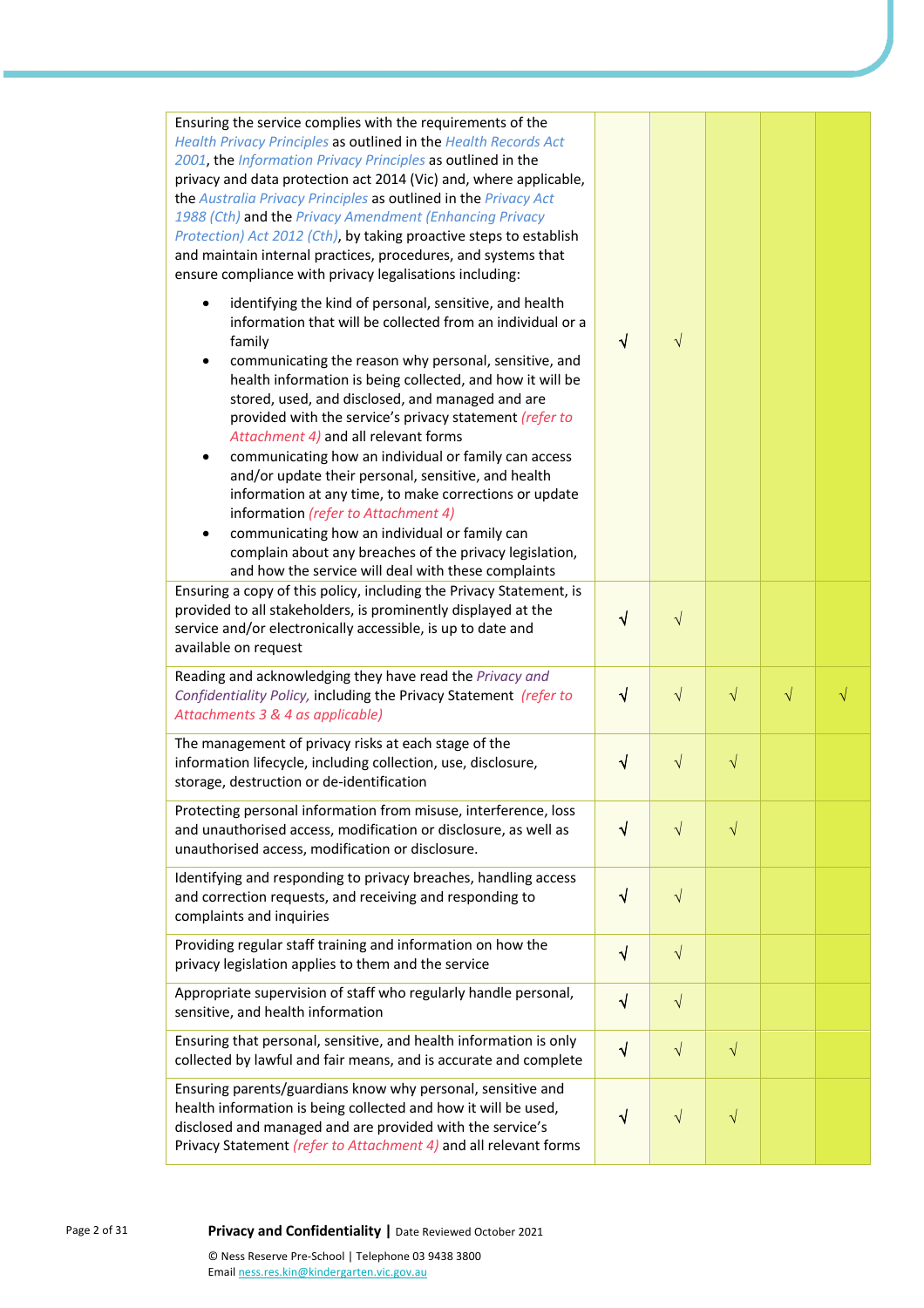| | | | | | |
|---|---|---|---|---|---|
| Ensuring the service complies with the requirements of the *Health Privacy Principles* as outlined in the *Health Records Act 2001*, the *Information Privacy Principles* as outlined in the privacy and data protection act 2014 (Vic) and, where applicable, the *Australia Privacy Principles* as outlined in the *Privacy Act 1988 (Cth)* and the *Privacy Amendment (Enhancing Privacy Protection) Act 2012 (Cth)*, by taking proactive steps to establish and maintain internal practices, procedures, and systems that ensure compliance with privacy legalisations including:<br>• identifying the kind of personal, sensitive, and health information that will be collected from an individual or a family<br>• communicating the reason why personal, sensitive, and health information is being collected, and how it will be stored, used, and disclosed, and managed and are provided with the service's privacy statement *(refer to Attachment 4)* and all relevant forms<br>• communicating how an individual or family can access and/or update their personal, sensitive, and health information at any time, to make corrections or update information *(refer to Attachment 4)*<br>• communicating how an individual or family can complain about any breaches of the privacy legislation, and how the service will deal with these complaints | √ | √ | | | |
| Ensuring a copy of this policy, including the Privacy Statement, is provided to all stakeholders, is prominently displayed at the service and/or electronically accessible, is up to date and available on request | √ | √ | | | |
| Reading and acknowledging they have read the *Privacy and Confidentiality Policy,* including the Privacy Statement *(refer to Attachments 3 & 4 as applicable)* | √ | √ | √ | √ | √ |
| The management of privacy risks at each stage of the information lifecycle, including collection, use, disclosure, storage, destruction or de-identification | √ | √ | √ | | |
| Protecting personal information from misuse, interference, loss and unauthorised access, modification or disclosure, as well as unauthorised access, modification or disclosure. | √ | √ | √ | | |
| Identifying and responding to privacy breaches, handling access and correction requests, and receiving and responding to complaints and inquiries | √ | √ | | | |
| Providing regular staff training and information on how the privacy legislation applies to them and the service | √ | √ | | | |
| Appropriate supervision of staff who regularly handle personal, sensitive, and health information | √ | √ | | | |
| Ensuring that personal, sensitive, and health information is only collected by lawful and fair means, and is accurate and complete | √ | √ | √ | | |
| Ensuring parents/guardians know why personal, sensitive and health information is being collected and how it will be used, disclosed and managed and are provided with the service's Privacy Statement *(refer to Attachment 4)* and all relevant forms | √ | √ | √ | | |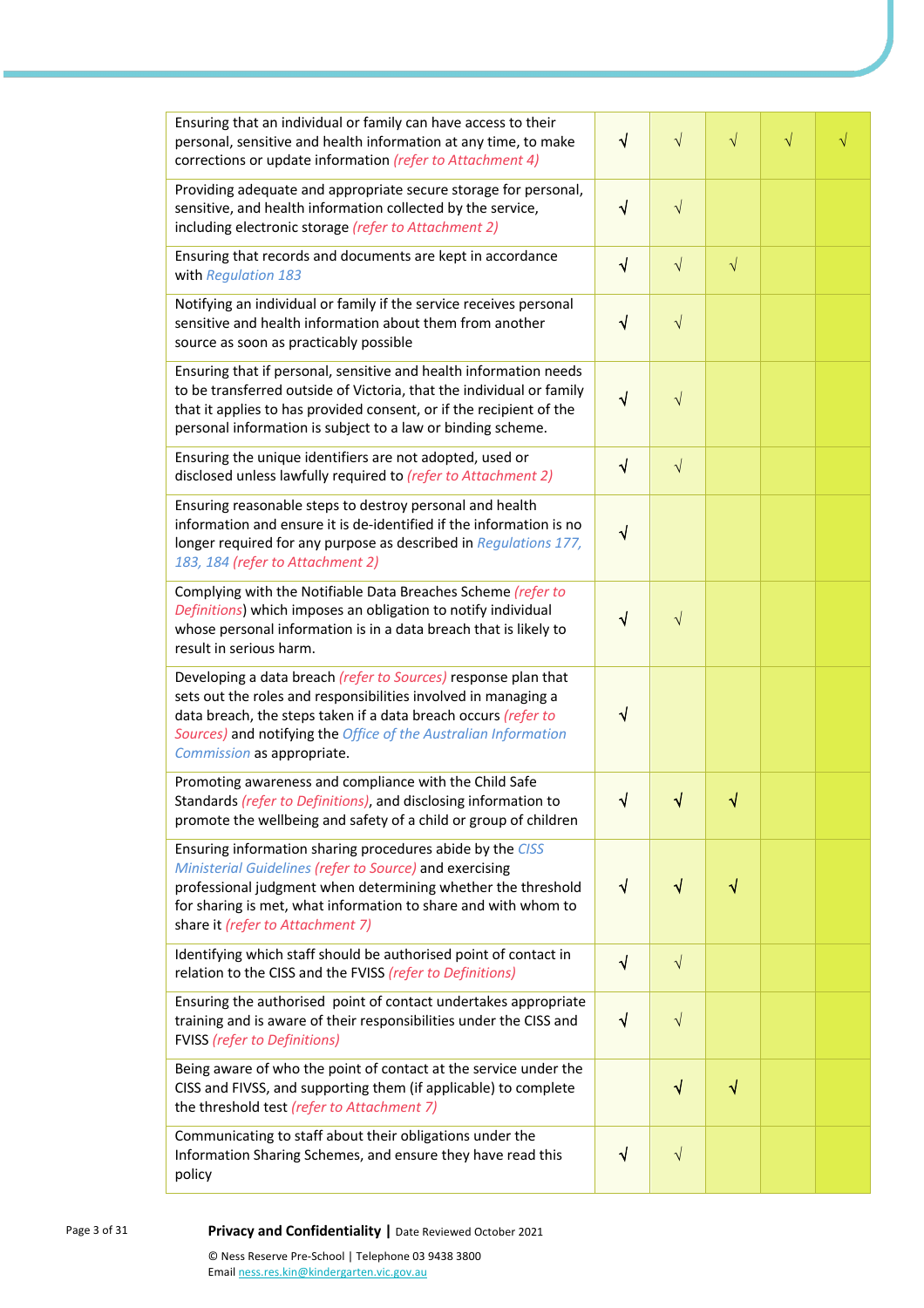| | | | | | |
|---|---|---|---|---|---|
| Ensuring that an individual or family can have access to their personal, sensitive and health information at any time, to make corrections or update information *(refer to Attachment 4)* | √ | √ | √ | √ | √ |
| Providing adequate and appropriate secure storage for personal, sensitive, and health information collected by the service, including electronic storage *(refer to Attachment 2)* | √ | √ | | | |
| Ensuring that records and documents are kept in accordance with *Regulation 183* | √ | √ | √ | | |
| Notifying an individual or family if the service receives personal sensitive and health information about them from another source as soon as practicably possible | √ | √ | | | |
| Ensuring that if personal, sensitive and health information needs to be transferred outside of Victoria, that the individual or family that it applies to has provided consent, or if the recipient of the personal information is subject to a law or binding scheme. | √ | √ | | | |
| Ensuring the unique identifiers are not adopted, used or disclosed unless lawfully required to *(refer to Attachment 2)* | √ | √ | | | |
| Ensuring reasonable steps to destroy personal and health information and ensure it is de-identified if the information is no longer required for any purpose as described in *Regulations 177, 183, 184 (refer to Attachment 2)* | √ | | | | |
| Complying with the Notifiable Data Breaches Scheme *(refer to Definitions)* which imposes an obligation to notify individual whose personal information is in a data breach that is likely to result in serious harm. | √ | √ | | | |
| Developing a data breach *(refer to Sources)* response plan that sets out the roles and responsibilities involved in managing a data breach, the steps taken if a data breach occurs *(refer to Sources)* and notifying the *Office of the Australian Information Commission* as appropriate. | √ | | | | |
| Promoting awareness and compliance with the Child Safe Standards *(refer to Definitions)*, and disclosing information to promote the wellbeing and safety of a child or group of children | √ | √ | √ | | |
| Ensuring information sharing procedures abide by the *CISS Ministerial Guidelines (refer to Source)* and exercising professional judgment when determining whether the threshold for sharing is met, what information to share and with whom to share it *(refer to Attachment 7)* | √ | √ | √ | | |
| Identifying which staff should be authorised point of contact in relation to the CISS and the FVISS *(refer to Definitions)* | √ | √ | | | |
| Ensuring the authorised point of contact undertakes appropriate training and is aware of their responsibilities under the CISS and FVISS *(refer to Definitions)* | √ | √ | | | |
| Being aware of who the point of contact at the service under the CISS and FIVSS, and supporting them (if applicable) to complete the threshold test *(refer to Attachment 7)* | | √ | √ | | |
| Communicating to staff about their obligations under the Information Sharing Schemes, and ensure they have read this policy | √ | √ | | | |

**Privacy and Confidentiality** | Date Reviewed October 2021

© Ness Reserve Pre-School | Telephone 03 9438 3800
Email ness.res.kin@kindergarten.vic.gov.au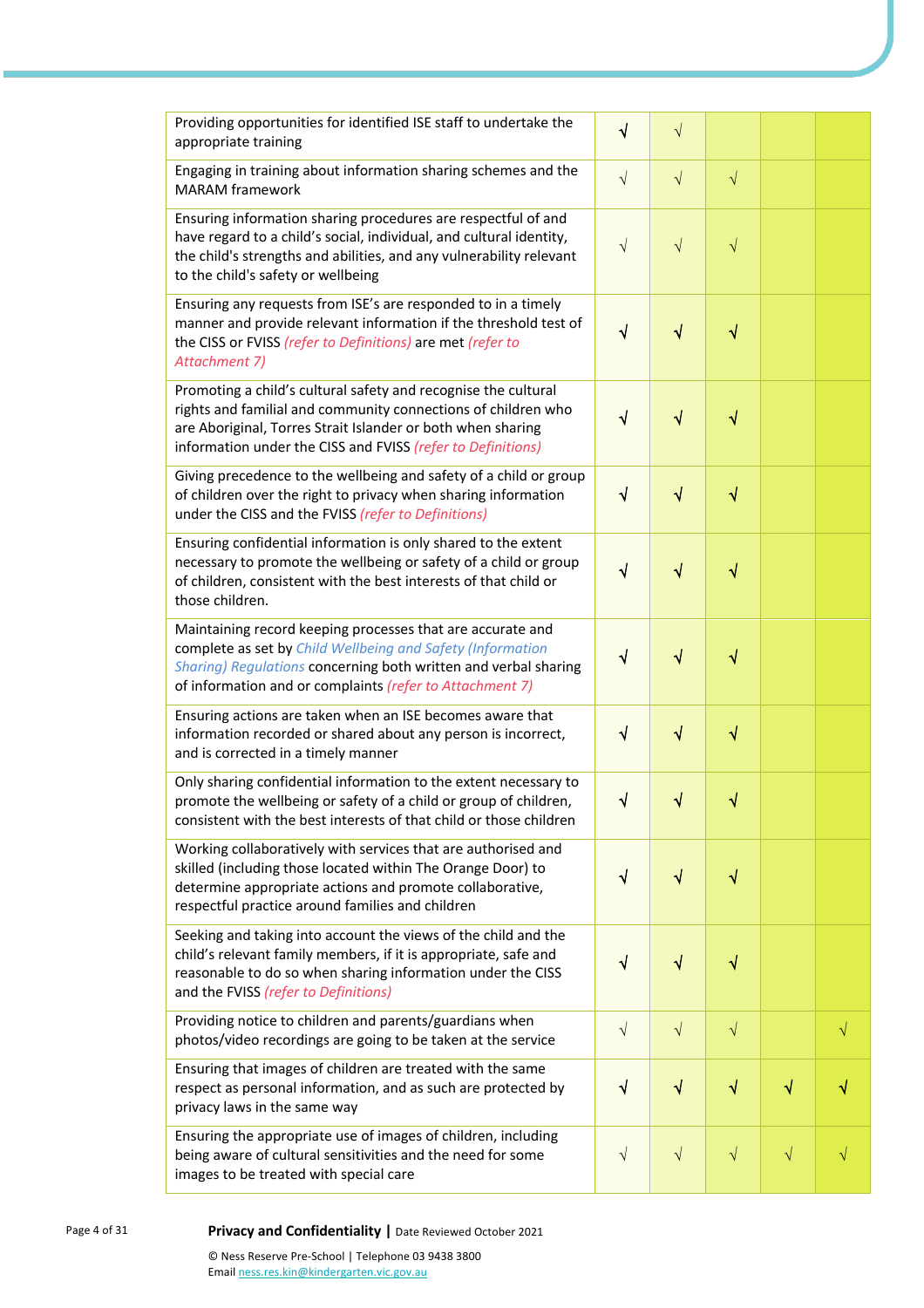| | | | | | |
|---|---|---|---|---|---|
| Providing opportunities for identified ISE staff to undertake the appropriate training | √ | √ | | | |
| Engaging in training about information sharing schemes and the MARAM framework | √ | √ | √ | | |
| Ensuring information sharing procedures are respectful of and have regard to a child's social, individual, and cultural identity, the child's strengths and abilities, and any vulnerability relevant to the child's safety or wellbeing | √ | √ | √ | | |
| Ensuring any requests from ISE's are responded to in a timely manner and provide relevant information if the threshold test of the CISS or FVISS *(refer to Definitions)* are met *(refer to Attachment 7)* | √ | √ | √ | | |
| Promoting a child's cultural safety and recognise the cultural rights and familial and community connections of children who are Aboriginal, Torres Strait Islander or both when sharing information under the CISS and FVISS *(refer to Definitions)* | √ | √ | √ | | |
| Giving precedence to the wellbeing and safety of a child or group of children over the right to privacy when sharing information under the CISS and the FVISS *(refer to Definitions)* | √ | √ | √ | | |
| Ensuring confidential information is only shared to the extent necessary to promote the wellbeing or safety of a child or group of children, consistent with the best interests of that child or those children. | √ | √ | √ | | |
| Maintaining record keeping processes that are accurate and complete as set by *Child Wellbeing and Safety (Information Sharing) Regulations* concerning both written and verbal sharing of information and or complaints *(refer to Attachment 7)* | √ | √ | √ | | |
| Ensuring actions are taken when an ISE becomes aware that information recorded or shared about any person is incorrect, and is corrected in a timely manner | √ | √ | √ | | |
| Only sharing confidential information to the extent necessary to promote the wellbeing or safety of a child or group of children, consistent with the best interests of that child or those children | √ | √ | √ | | |
| Working collaboratively with services that are authorised and skilled (including those located within The Orange Door) to determine appropriate actions and promote collaborative, respectful practice around families and children | √ | √ | √ | | |
| Seeking and taking into account the views of the child and the child's relevant family members, if it is appropriate, safe and reasonable to do so when sharing information under the CISS and the FVISS *(refer to Definitions)* | √ | √ | √ | | |
| Providing notice to children and parents/guardians when photos/video recordings are going to be taken at the service | √ | √ | √ | | √ |
| Ensuring that images of children are treated with the same respect as personal information, and as such are protected by privacy laws in the same way | √ | √ | √ | √ | √ |
| Ensuring the appropriate use of images of children, including being aware of cultural sensitivities and the need for some images to be treated with special care | √ | √ | √ | √ | √ |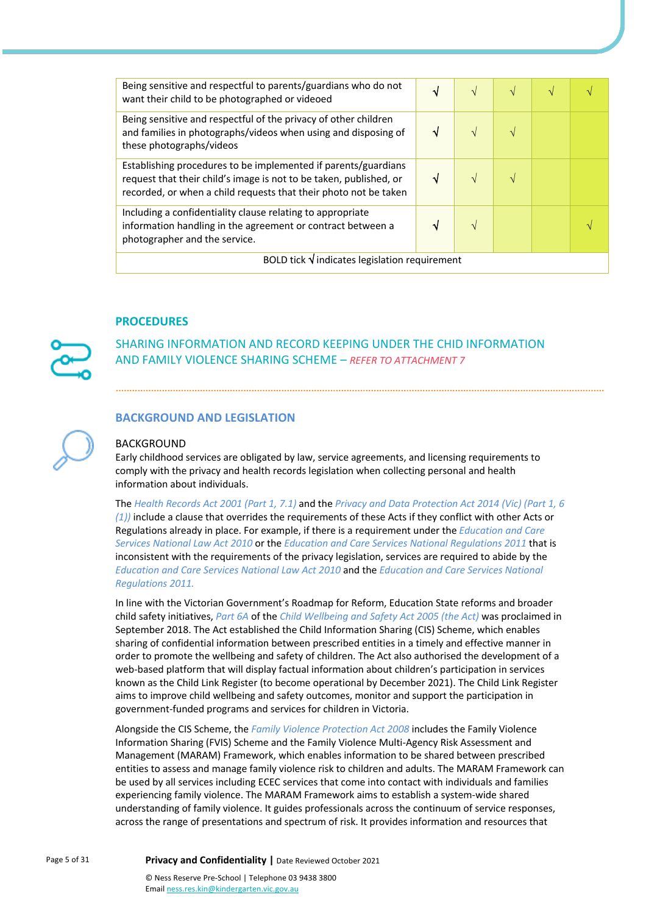| | | | | | |
|---|---|---|---|---|---|
| Being sensitive and respectful to parents/guardians who do not want their child to be photographed or videoed | **√** | √ | √ | √ | √ |
| Being sensitive and respectful of the privacy of other children and families in photographs/videos when using and disposing of these photographs/videos | **√** | √ | √ | | |
| Establishing procedures to be implemented if parents/guardians request that their child's image is not to be taken, published, or recorded, or when a child requests that their photo not be taken | **√** | √ | √ | | |
| Including a confidentiality clause relating to appropriate information handling in the agreement or contract between a photographer and the service. | **√** | √ | | | √ |
| BOLD tick **√** indicates legislation requirement | | | | | |

## PROCEDURES

### SHARING INFORMATION AND RECORD KEEPING UNDER THE CHID INFORMATION AND FAMILY VIOLENCE SHARING SCHEME – *REFER TO ATTACHMENT 7*

## BACKGROUND AND LEGISLATION

### BACKGROUND

Early childhood services are obligated by law, service agreements, and licensing requirements to comply with the privacy and health records legislation when collecting personal and health information about individuals.

The *Health Records Act 2001 (Part 1, 7.1)* and the *Privacy and Data Protection Act 2014 (Vic) (Part 1, 6 (1))* include a clause that overrides the requirements of these Acts if they conflict with other Acts or Regulations already in place. For example, if there is a requirement under the *Education and Care Services National Law Act 2010* or the *Education and Care Services National Regulations 2011* that is inconsistent with the requirements of the privacy legislation, services are required to abide by the *Education and Care Services National Law Act 2010* and the *Education and Care Services National Regulations 2011.*

In line with the Victorian Government's Roadmap for Reform, Education State reforms and broader child safety initiatives, *Part 6A* of the *Child Wellbeing and Safety Act 2005 (the Act)* was proclaimed in September 2018. The Act established the Child Information Sharing (CIS) Scheme, which enables sharing of confidential information between prescribed entities in a timely and effective manner in order to promote the wellbeing and safety of children. The Act also authorised the development of a web-based platform that will display factual information about children's participation in services known as the Child Link Register (to become operational by December 2021). The Child Link Register aims to improve child wellbeing and safety outcomes, monitor and support the participation in government-funded programs and services for children in Victoria.

Alongside the CIS Scheme, the *Family Violence Protection Act 2008* includes the Family Violence Information Sharing (FVIS) Scheme and the Family Violence Multi-Agency Risk Assessment and Management (MARAM) Framework, which enables information to be shared between prescribed entities to assess and manage family violence risk to children and adults. The MARAM Framework can be used by all services including ECEC services that come into contact with individuals and families experiencing family violence. The MARAM Framework aims to establish a system-wide shared understanding of family violence. It guides professionals across the continuum of service responses, across the range of presentations and spectrum of risk. It provides information and resources that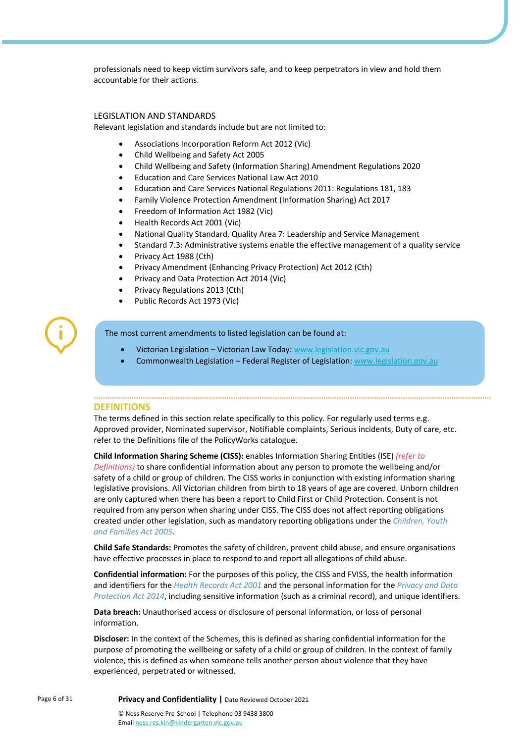professionals need to keep victim survivors safe, and to keep perpetrators in view and hold them accountable for their actions.

### LEGISLATION AND STANDARDS

Relevant legislation and standards include but are not limited to:

- Associations Incorporation Reform Act 2012 (Vic)
- Child Wellbeing and Safety Act 2005
- Child Wellbeing and Safety (Information Sharing) Amendment Regulations 2020
- Education and Care Services National Law Act 2010
- Education and Care Services National Regulations 2011: Regulations 181, 183
- Family Violence Protection Amendment (Information Sharing) Act 2017
- Freedom of Information Act 1982 (Vic)
- Health Records Act 2001 (Vic)
- National Quality Standard, Quality Area 7: Leadership and Service Management
- Standard 7.3: Administrative systems enable the effective management of a quality service
- Privacy Act 1988 (Cth)
- Privacy Amendment (Enhancing Privacy Protection) Act 2012 (Cth)
- Privacy and Data Protection Act 2014 (Vic)
- Privacy Regulations 2013 (Cth)
- Public Records Act 1973 (Vic)

The most current amendments to listed legislation can be found at:

- Victorian Legislation – Victorian Law Today: www.legislation.vic.gov.au
- Commonwealth Legislation – Federal Register of Legislation: www.legislation.gov.au

## DEFINITIONS

The terms defined in this section relate specifically to this policy. For regularly used terms e.g. Approved provider, Nominated supervisor, Notifiable complaints, Serious incidents, Duty of care, etc. refer to the Definitions file of the PolicyWorks catalogue.

**Child Information Sharing Scheme (CISS):** enables Information Sharing Entities (ISE) *(refer to Definitions)* to share confidential information about any person to promote the wellbeing and/or safety of a child or group of children. The CISS works in conjunction with existing information sharing legislative provisions. All Victorian children from birth to 18 years of age are covered. Unborn children are only captured when there has been a report to Child First or Child Protection. Consent is not required from any person when sharing under CISS. The CISS does not affect reporting obligations created under other legislation, such as mandatory reporting obligations under the *Children, Youth and Families Act 2005*.

**Child Safe Standards:** Promotes the safety of children, prevent child abuse, and ensure organisations have effective processes in place to respond to and report all allegations of child abuse.

**Confidential information:** For the purposes of this policy, the CISS and FVISS, the health information and identifiers for the *Health Records Act 2001* and the personal information for the *Privacy and Data Protection Act 2014*, including sensitive information (such as a criminal record), and unique identifiers.

**Data breach:** Unauthorised access or disclosure of personal information, or loss of personal information.

**Discloser:** In the context of the Schemes, this is defined as sharing confidential information for the purpose of promoting the wellbeing or safety of a child or group of children. In the context of family violence, this is defined as when someone tells another person about violence that they have experienced, perpetrated or witnessed.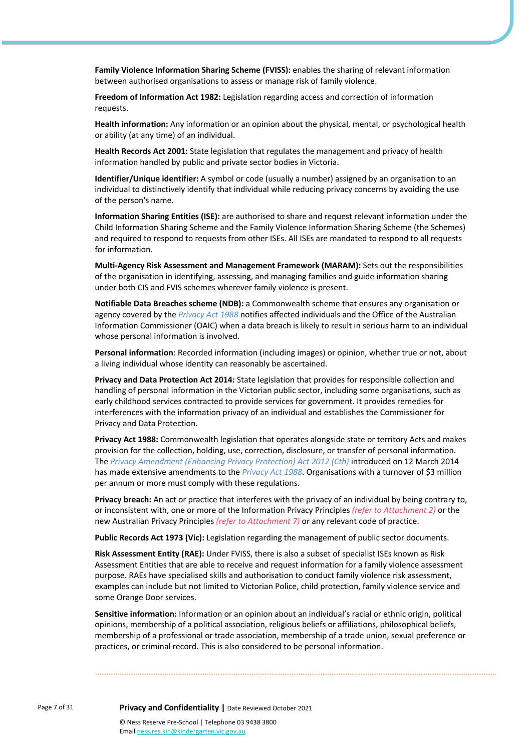**Family Violence Information Sharing Scheme (FVISS):** enables the sharing of relevant information between authorised organisations to assess or manage risk of family violence.

**Freedom of Information Act 1982:** Legislation regarding access and correction of information requests.

**Health information:** Any information or an opinion about the physical, mental, or psychological health or ability (at any time) of an individual.

**Health Records Act 2001:** State legislation that regulates the management and privacy of health information handled by public and private sector bodies in Victoria.

**Identifier/Unique identifier:** A symbol or code (usually a number) assigned by an organisation to an individual to distinctively identify that individual while reducing privacy concerns by avoiding the use of the person's name.

**Information Sharing Entities (ISE):** are authorised to share and request relevant information under the Child Information Sharing Scheme and the Family Violence Information Sharing Scheme (the Schemes) and required to respond to requests from other ISEs. All ISEs are mandated to respond to all requests for information.

**Multi-Agency Risk Assessment and Management Framework (MARAM):** Sets out the responsibilities of the organisation in identifying, assessing, and managing families and guide information sharing under both CIS and FVIS schemes wherever family violence is present.

**Notifiable Data Breaches scheme (NDB):** a Commonwealth scheme that ensures any organisation or agency covered by the *Privacy Act 1988* notifies affected individuals and the Office of the Australian Information Commissioner (OAIC) when a data breach is likely to result in serious harm to an individual whose personal information is involved.

**Personal information**: Recorded information (including images) or opinion, whether true or not, about a living individual whose identity can reasonably be ascertained.

**Privacy and Data Protection Act 2014:** State legislation that provides for responsible collection and handling of personal information in the Victorian public sector, including some organisations, such as early childhood services contracted to provide services for government. It provides remedies for interferences with the information privacy of an individual and establishes the Commissioner for Privacy and Data Protection.

**Privacy Act 1988:** Commonwealth legislation that operates alongside state or territory Acts and makes provision for the collection, holding, use, correction, disclosure, or transfer of personal information. The *Privacy Amendment (Enhancing Privacy Protection) Act 2012 (Cth)* introduced on 12 March 2014 has made extensive amendments to the *Privacy Act 1988*. Organisations with a turnover of $3 million per annum or more must comply with these regulations.

**Privacy breach:** An act or practice that interferes with the privacy of an individual by being contrary to, or inconsistent with, one or more of the Information Privacy Principles *(refer to Attachment 2)* or the new Australian Privacy Principles *(refer to Attachment 7)* or any relevant code of practice.

**Public Records Act 1973 (Vic):** Legislation regarding the management of public sector documents.

**Risk Assessment Entity (RAE):** Under FVISS, there is also a subset of specialist ISEs known as Risk Assessment Entities that are able to receive and request information for a family violence assessment purpose. RAEs have specialised skills and authorisation to conduct family violence risk assessment, examples can include but not limited to Victorian Police, child protection, family violence service and some Orange Door services.

**Sensitive information:** Information or an opinion about an individual's racial or ethnic origin, political opinions, membership of a political association, religious beliefs or affiliations, philosophical beliefs, membership of a professional or trade association, membership of a trade union, sexual preference or practices, or criminal record. This is also considered to be personal information.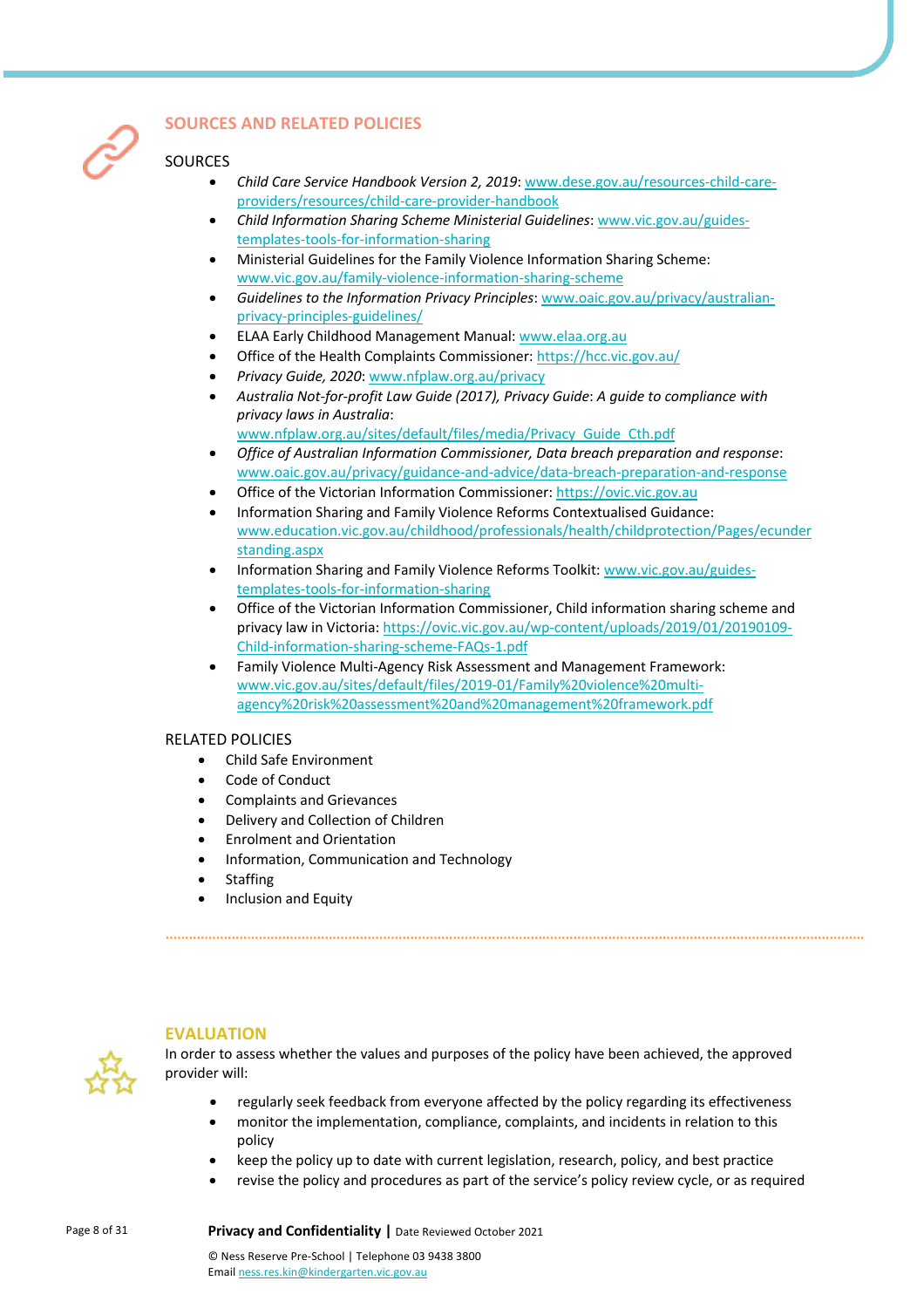## SOURCES AND RELATED POLICIES

### SOURCES

- *Child Care Service Handbook Version 2, 2019*: www.dese.gov.au/resources-child-care-providers/resources/child-care-provider-handbook
- *Child Information Sharing Scheme Ministerial Guidelines*: www.vic.gov.au/guides-templates-tools-for-information-sharing
- Ministerial Guidelines for the Family Violence Information Sharing Scheme: www.vic.gov.au/family-violence-information-sharing-scheme
- *Guidelines to the Information Privacy Principles*: www.oaic.gov.au/privacy/australian-privacy-principles-guidelines/
- ELAA Early Childhood Management Manual: www.elaa.org.au
- Office of the Health Complaints Commissioner: https://hcc.vic.gov.au/
- *Privacy Guide, 2020*: www.nfplaw.org.au/privacy
- *Australia Not-for-profit Law Guide (2017), Privacy Guide: A guide to compliance with privacy laws in Australia*: www.nfplaw.org.au/sites/default/files/media/Privacy_Guide_Cth.pdf
- *Office of Australian Information Commissioner, Data breach preparation and response*: www.oaic.gov.au/privacy/guidance-and-advice/data-breach-preparation-and-response
- Office of the Victorian Information Commissioner: https://ovic.vic.gov.au
- Information Sharing and Family Violence Reforms Contextualised Guidance: www.education.vic.gov.au/childhood/professionals/health/childprotection/Pages/ecunderstanding.aspx
- Information Sharing and Family Violence Reforms Toolkit: www.vic.gov.au/guides-templates-tools-for-information-sharing
- Office of the Victorian Information Commissioner, Child information sharing scheme and privacy law in Victoria: https://ovic.vic.gov.au/wp-content/uploads/2019/01/20190109-Child-information-sharing-scheme-FAQs-1.pdf
- Family Violence Multi-Agency Risk Assessment and Management Framework: www.vic.gov.au/sites/default/files/2019-01/Family%20violence%20multi-agency%20risk%20assessment%20and%20management%20framework.pdf

### RELATED POLICIES

- Child Safe Environment
- Code of Conduct
- Complaints and Grievances
- Delivery and Collection of Children
- Enrolment and Orientation
- Information, Communication and Technology
- Staffing
- Inclusion and Equity

## EVALUATION

In order to assess whether the values and purposes of the policy have been achieved, the approved provider will:

- regularly seek feedback from everyone affected by the policy regarding its effectiveness
- monitor the implementation, compliance, complaints, and incidents in relation to this policy
- keep the policy up to date with current legislation, research, policy, and best practice
- revise the policy and procedures as part of the service's policy review cycle, or as required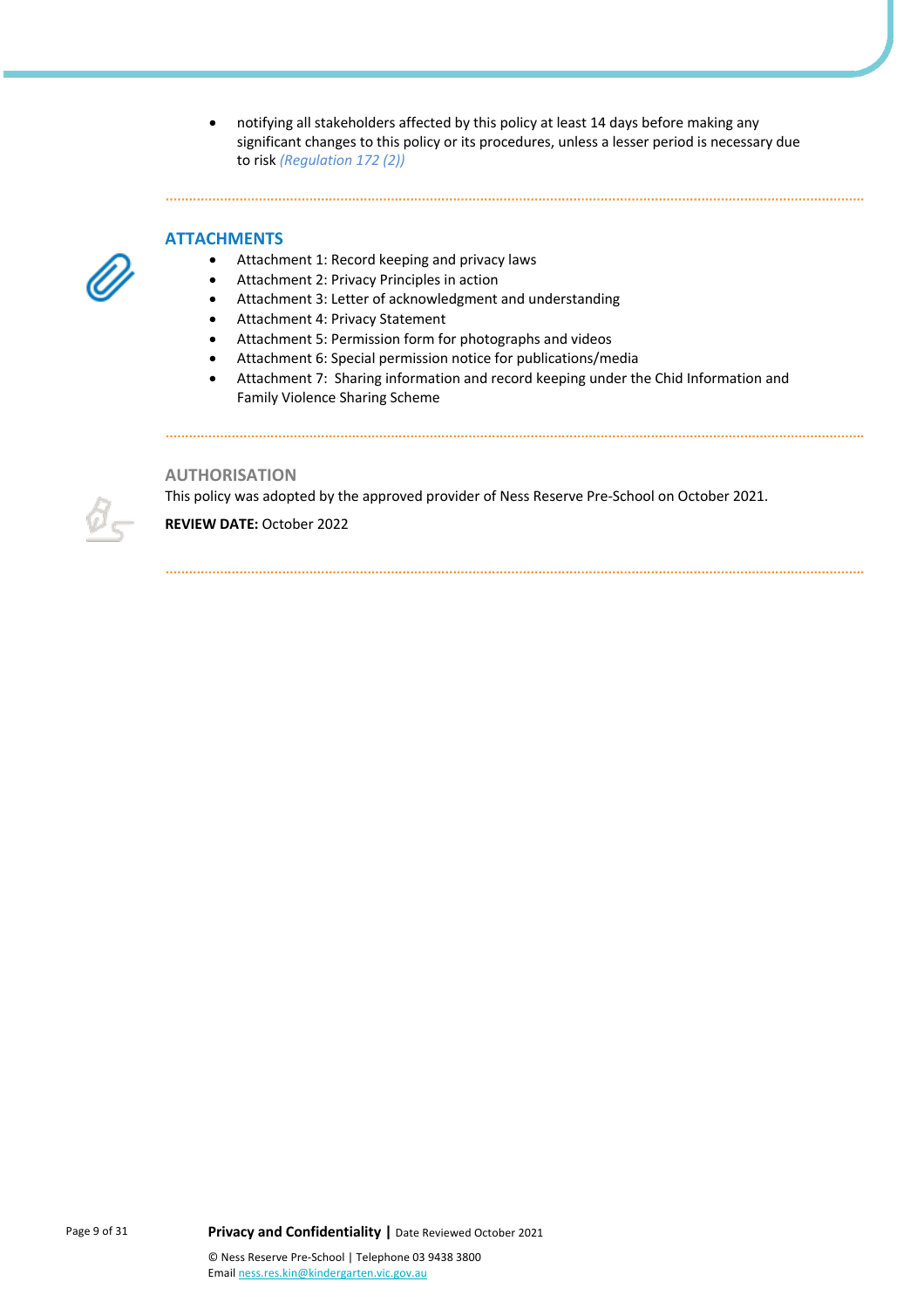- notifying all stakeholders affected by this policy at least 14 days before making any significant changes to this policy or its procedures, unless a lesser period is necessary due to risk *(Regulation 172 (2))*

## ATTACHMENTS

- Attachment 1: Record keeping and privacy laws
- Attachment 2: Privacy Principles in action
- Attachment 3: Letter of acknowledgment and understanding
- Attachment 4: Privacy Statement
- Attachment 5: Permission form for photographs and videos
- Attachment 6: Special permission notice for publications/media
- Attachment 7: Sharing information and record keeping under the Chid Information and Family Violence Sharing Scheme

## AUTHORISATION

This policy was adopted by the approved provider of Ness Reserve Pre-School on October 2021.

**REVIEW DATE:** October 2022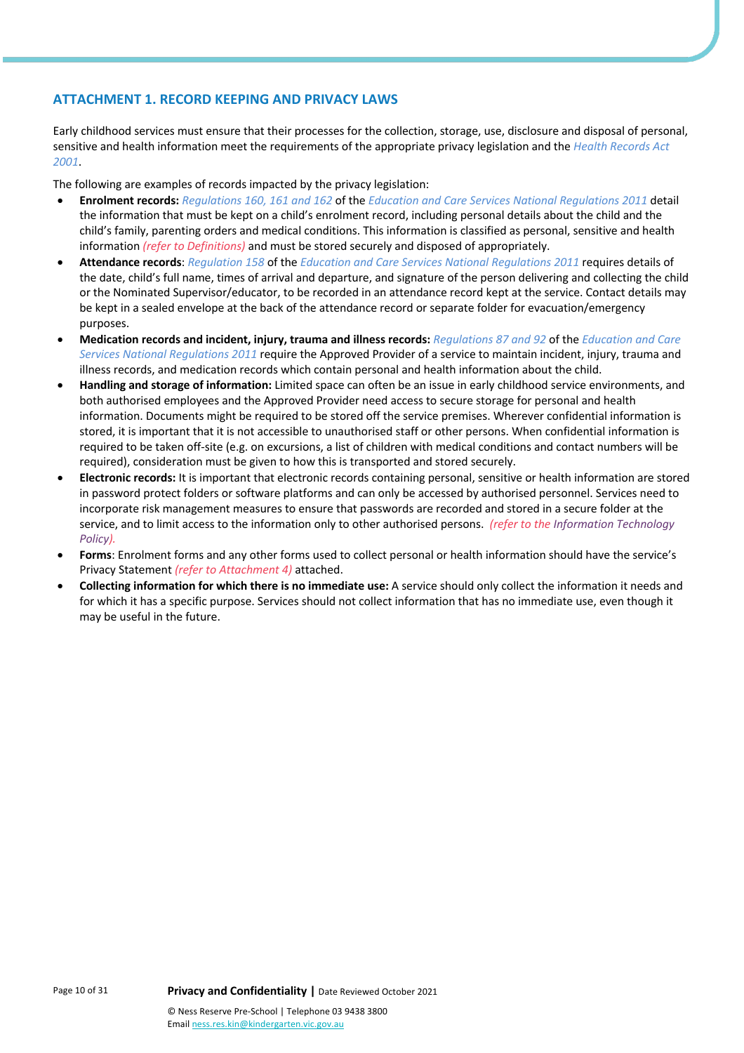## ATTACHMENT 1. RECORD KEEPING AND PRIVACY LAWS

Early childhood services must ensure that their processes for the collection, storage, use, disclosure and disposal of personal, sensitive and health information meet the requirements of the appropriate privacy legislation and the *Health Records Act 2001*.

The following are examples of records impacted by the privacy legislation:

- **Enrolment records:** *Regulations 160, 161 and 162* of the *Education and Care Services National Regulations 2011* detail the information that must be kept on a child's enrolment record, including personal details about the child and the child's family, parenting orders and medical conditions. This information is classified as personal, sensitive and health information *(refer to Definitions)* and must be stored securely and disposed of appropriately.
- **Attendance records**: *Regulation 158* of the *Education and Care Services National Regulations 2011* requires details of the date, child's full name, times of arrival and departure, and signature of the person delivering and collecting the child or the Nominated Supervisor/educator, to be recorded in an attendance record kept at the service. Contact details may be kept in a sealed envelope at the back of the attendance record or separate folder for evacuation/emergency purposes.
- **Medication records and incident, injury, trauma and illness records:** *Regulations 87 and 92* of the *Education and Care Services National Regulations 2011* require the Approved Provider of a service to maintain incident, injury, trauma and illness records, and medication records which contain personal and health information about the child.
- **Handling and storage of information:** Limited space can often be an issue in early childhood service environments, and both authorised employees and the Approved Provider need access to secure storage for personal and health information. Documents might be required to be stored off the service premises. Wherever confidential information is stored, it is important that it is not accessible to unauthorised staff or other persons. When confidential information is required to be taken off-site (e.g. on excursions, a list of children with medical conditions and contact numbers will be required), consideration must be given to how this is transported and stored securely.
- **Electronic records:** It is important that electronic records containing personal, sensitive or health information are stored in password protect folders or software platforms and can only be accessed by authorised personnel. Services need to incorporate risk management measures to ensure that passwords are recorded and stored in a secure folder at the service, and to limit access to the information only to other authorised persons. *(refer to the Information Technology Policy).*
- **Forms**: Enrolment forms and any other forms used to collect personal or health information should have the service's Privacy Statement *(refer to Attachment 4)* attached.
- **Collecting information for which there is no immediate use:** A service should only collect the information it needs and for which it has a specific purpose. Services should not collect information that has no immediate use, even though it may be useful in the future.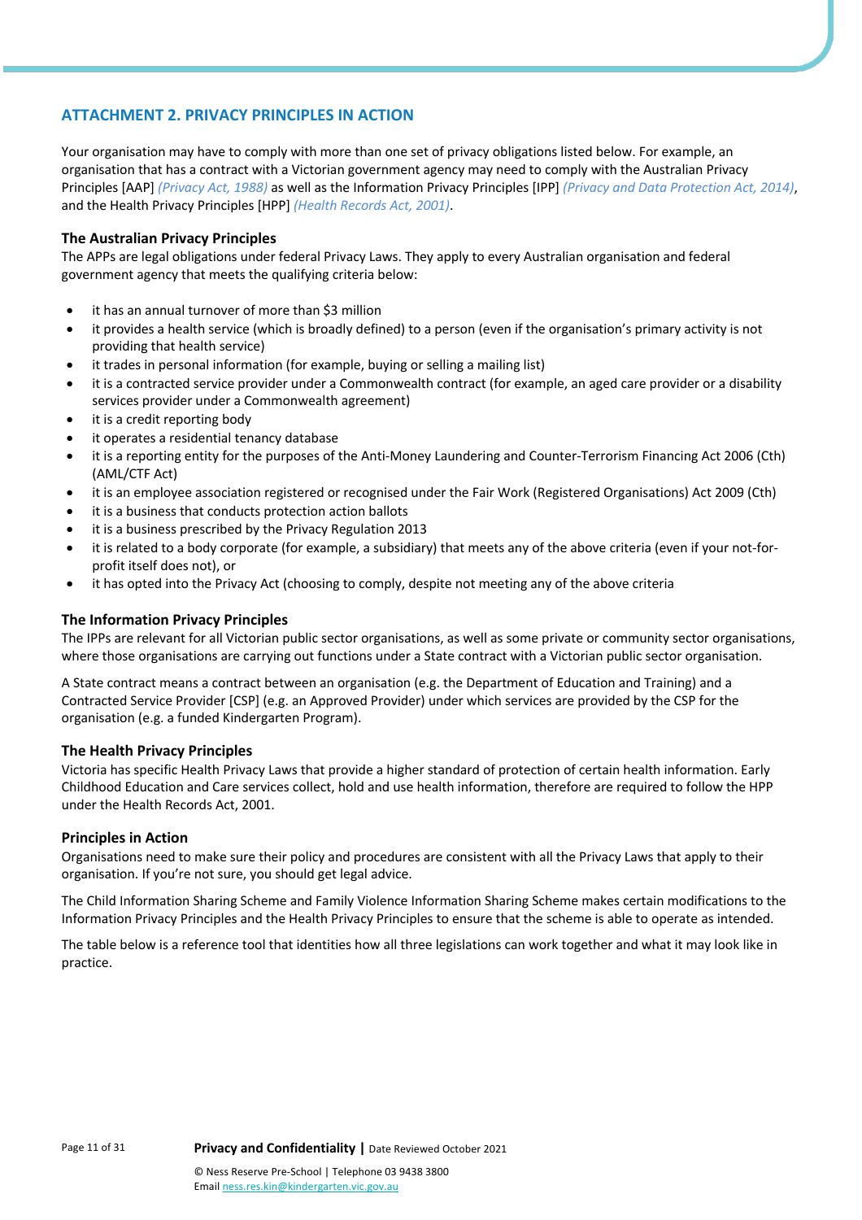## ATTACHMENT 2. PRIVACY PRINCIPLES IN ACTION

Your organisation may have to comply with more than one set of privacy obligations listed below. For example, an organisation that has a contract with a Victorian government agency may need to comply with the Australian Privacy Principles [AAP] *(Privacy Act, 1988)* as well as the Information Privacy Principles [IPP] *(Privacy and Data Protection Act, 2014)*, and the Health Privacy Principles [HPP] *(Health Records Act, 2001)*.

### The Australian Privacy Principles

The APPs are legal obligations under federal Privacy Laws. They apply to every Australian organisation and federal government agency that meets the qualifying criteria below:

- it has an annual turnover of more than $3 million
- it provides a health service (which is broadly defined) to a person (even if the organisation's primary activity is not providing that health service)
- it trades in personal information (for example, buying or selling a mailing list)
- it is a contracted service provider under a Commonwealth contract (for example, an aged care provider or a disability services provider under a Commonwealth agreement)
- it is a credit reporting body
- it operates a residential tenancy database
- it is a reporting entity for the purposes of the Anti-Money Laundering and Counter-Terrorism Financing Act 2006 (Cth) (AML/CTF Act)
- it is an employee association registered or recognised under the Fair Work (Registered Organisations) Act 2009 (Cth)
- it is a business that conducts protection action ballots
- it is a business prescribed by the Privacy Regulation 2013
- it is related to a body corporate (for example, a subsidiary) that meets any of the above criteria (even if your not-for-profit itself does not), or
- it has opted into the Privacy Act (choosing to comply, despite not meeting any of the above criteria

### The Information Privacy Principles

The IPPs are relevant for all Victorian public sector organisations, as well as some private or community sector organisations, where those organisations are carrying out functions under a State contract with a Victorian public sector organisation.

A State contract means a contract between an organisation (e.g. the Department of Education and Training) and a Contracted Service Provider [CSP] (e.g. an Approved Provider) under which services are provided by the CSP for the organisation (e.g. a funded Kindergarten Program).

### The Health Privacy Principles

Victoria has specific Health Privacy Laws that provide a higher standard of protection of certain health information. Early Childhood Education and Care services collect, hold and use health information, therefore are required to follow the HPP under the Health Records Act, 2001.

### Principles in Action

Organisations need to make sure their policy and procedures are consistent with all the Privacy Laws that apply to their organisation. If you're not sure, you should get legal advice.

The Child Information Sharing Scheme and Family Violence Information Sharing Scheme makes certain modifications to the Information Privacy Principles and the Health Privacy Principles to ensure that the scheme is able to operate as intended.

The table below is a reference tool that identities how all three legislations can work together and what it may look like in practice.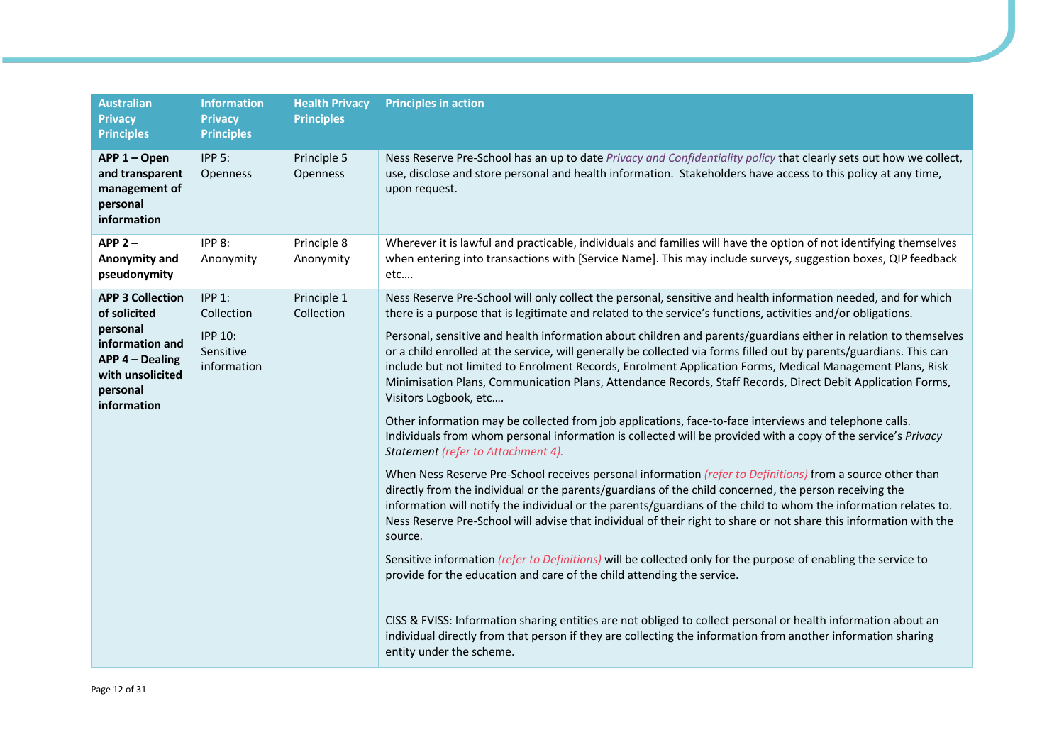| Australian Privacy Principles | Information Privacy Principles | Health Privacy Principles | Principles in action |
|---|---|---|---|
| **APP 1 – Open and transparent management of personal information** | IPP 5: Openness | Principle 5 Openness | Ness Reserve Pre-School has an up to date *Privacy and Confidentiality policy* that clearly sets out how we collect, use, disclose and store personal and health information. Stakeholders have access to this policy at any time, upon request. |
| **APP 2 – Anonymity and pseudonymity** | IPP 8: Anonymity | Principle 8 Anonymity | Wherever it is lawful and practicable, individuals and families will have the option of not identifying themselves when entering into transactions with [Service Name]. This may include surveys, suggestion boxes, QIP feedback etc…. |
| **APP 3 Collection of solicited personal information and APP 4 – Dealing with unsolicited personal information** | IPP 1: Collection<br><br>IPP 10: Sensitive information | Principle 1 Collection | Ness Reserve Pre-School will only collect the personal, sensitive and health information needed, and for which there is a purpose that is legitimate and related to the service's functions, activities and/or obligations.<br><br>Personal, sensitive and health information about children and parents/guardians either in relation to themselves or a child enrolled at the service, will generally be collected via forms filled out by parents/guardians. This can include but not limited to Enrolment Records, Enrolment Application Forms, Medical Management Plans, Risk Minimisation Plans, Communication Plans, Attendance Records, Staff Records, Direct Debit Application Forms, Visitors Logbook, etc….<br><br>Other information may be collected from job applications, face-to-face interviews and telephone calls. Individuals from whom personal information is collected will be provided with a copy of the service's *Privacy Statement* *(refer to Attachment 4).*<br><br>When Ness Reserve Pre-School receives personal information *(refer to Definitions)* from a source other than directly from the individual or the parents/guardians of the child concerned, the person receiving the information will notify the individual or the parents/guardians of the child to whom the information relates to. Ness Reserve Pre-School will advise that individual of their right to share or not share this information with the source.<br><br>Sensitive information *(refer to Definitions)* will be collected only for the purpose of enabling the service to provide for the education and care of the child attending the service.<br><br>CISS & FVISS: Information sharing entities are not obliged to collect personal or health information about an individual directly from that person if they are collecting the information from another information sharing entity under the scheme. |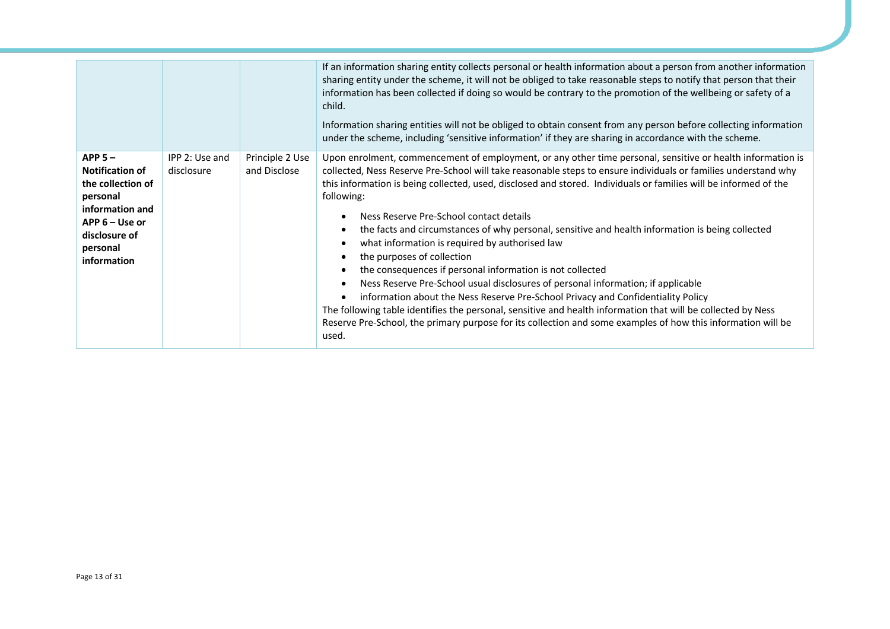| | | | |
|---|---|---|---|
| | | | If an information sharing entity collects personal or health information about a person from another information sharing entity under the scheme, it will not be obliged to take reasonable steps to notify that person that their information has been collected if doing so would be contrary to the promotion of the wellbeing or safety of a child.<br><br>Information sharing entities will not be obliged to obtain consent from any person before collecting information under the scheme, including 'sensitive information' if they are sharing in accordance with the scheme. |
| **APP 5 – Notification of the collection of personal information and APP 6 – Use or disclosure of personal information** | IPP 2: Use and disclosure | Principle 2 Use and Disclose | Upon enrolment, commencement of employment, or any other time personal, sensitive or health information is collected, Ness Reserve Pre-School will take reasonable steps to ensure individuals or families understand why this information is being collected, used, disclosed and stored. Individuals or families will be informed of the following:<br><br>• Ness Reserve Pre-School contact details<br>• the facts and circumstances of why personal, sensitive and health information is being collected<br>• what information is required by authorised law<br>• the purposes of collection<br>• the consequences if personal information is not collected<br>• Ness Reserve Pre-School usual disclosures of personal information; if applicable<br>• information about the Ness Reserve Pre-School Privacy and Confidentiality Policy<br><br>The following table identifies the personal, sensitive and health information that will be collected by Ness Reserve Pre-School, the primary purpose for its collection and some examples of how this information will be used. |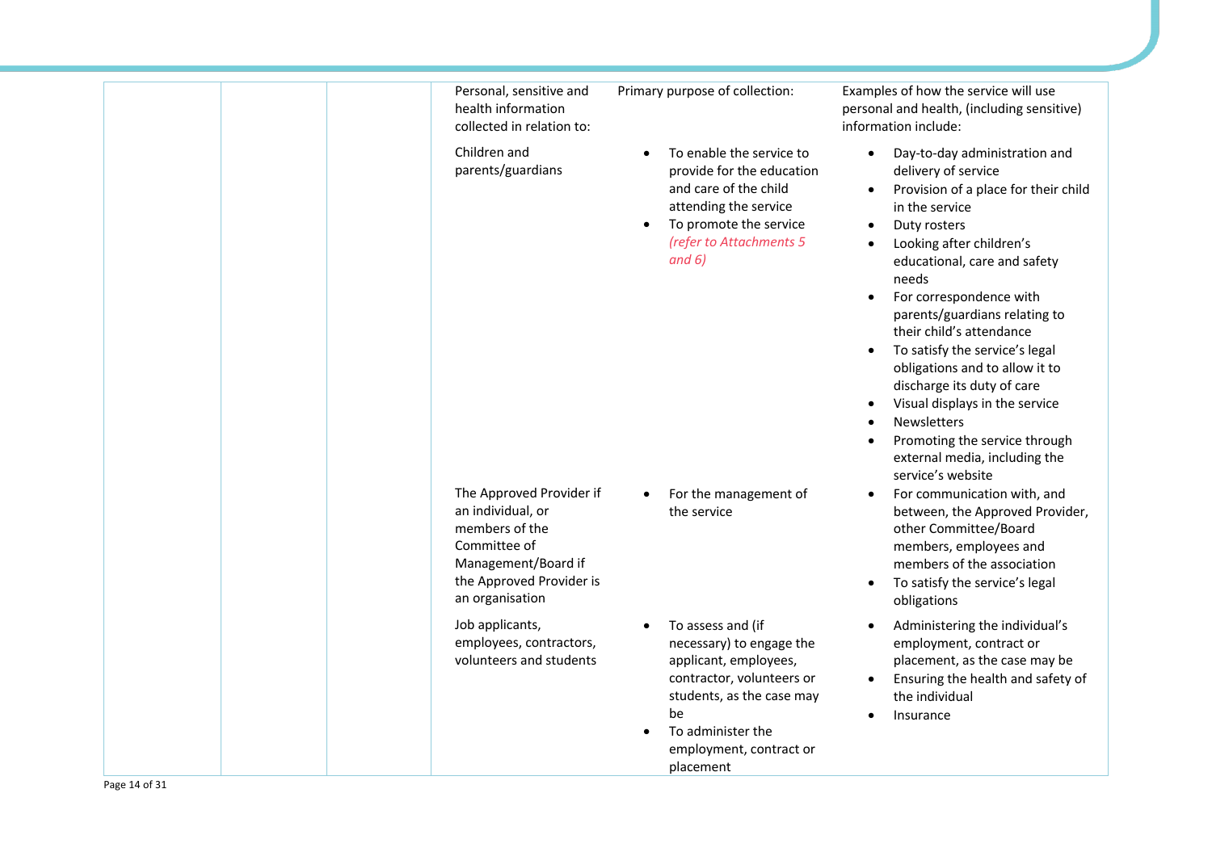| | | | Personal, sensitive and health information collected in relation to: | Primary purpose of collection: | Examples of how the service will use personal and health, (including sensitive) information include: |
|---|---|---|---|---|---|
| | | | Children and parents/guardians | • To enable the service to provide for the education and care of the child attending the service<br>• To promote the service *(refer to Attachments 5 and 6)* | • Day-to-day administration and delivery of service<br>• Provision of a place for their child in the service<br>• Duty rosters<br>• Looking after children's educational, care and safety needs<br>• For correspondence with parents/guardians relating to their child's attendance<br>• To satisfy the service's legal obligations and to allow it to discharge its duty of care<br>• Visual displays in the service<br>• Newsletters<br>• Promoting the service through external media, including the service's website |
| | | | The Approved Provider if an individual, or members of the Committee of Management/Board if the Approved Provider is an organisation | • For the management of the service | • For communication with, and between, the Approved Provider, other Committee/Board members, employees and members of the association<br>• To satisfy the service's legal obligations |
| | | | Job applicants, employees, contractors, volunteers and students | • To assess and (if necessary) to engage the applicant, employees, contractor, volunteers or students, as the case may be<br>• To administer the employment, contract or placement | • Administering the individual's employment, contract or placement, as the case may be<br>• Ensuring the health and safety of the individual<br>• Insurance |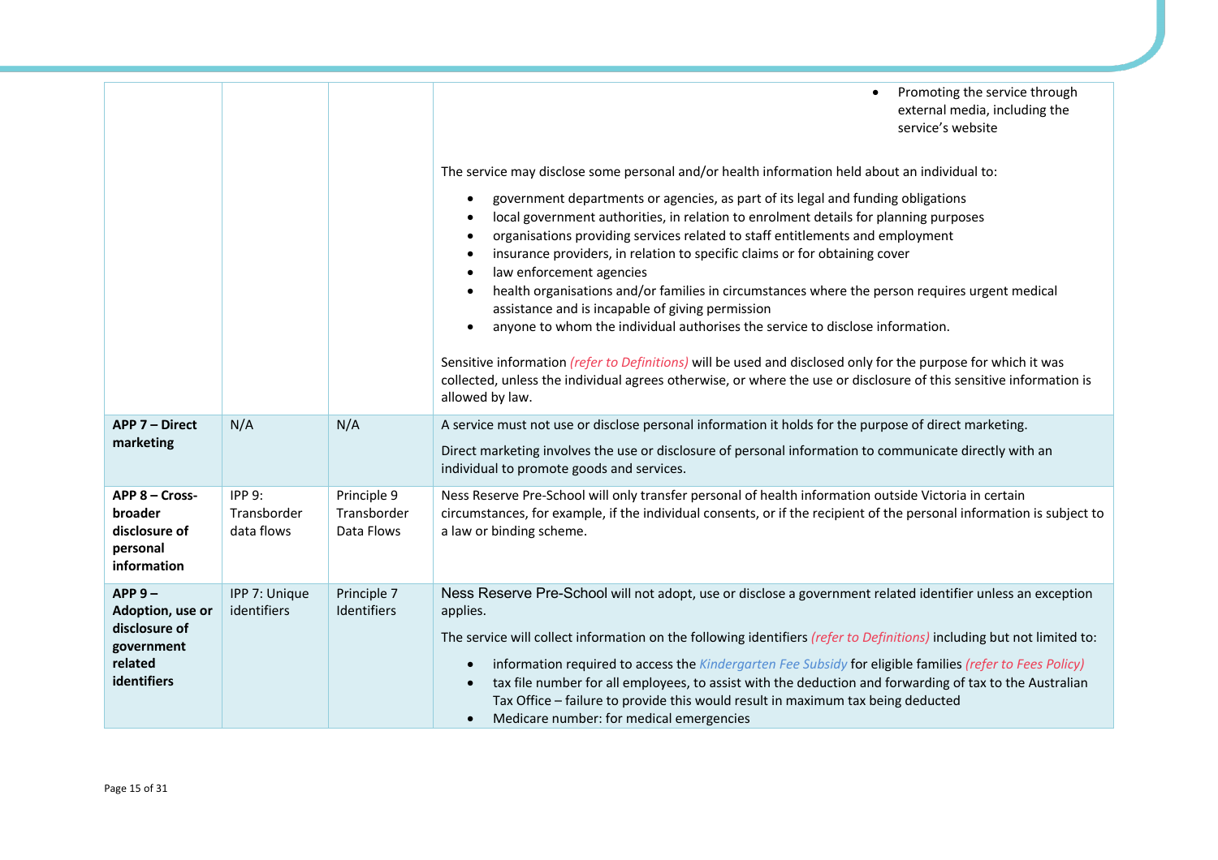| | | | |
|---|---|---|---|
| | | | <ul><li>Promoting the service through external media, including the service's website</li></ul>The service may disclose some personal and/or health information held about an individual to:<ul><li>government departments or agencies, as part of its legal and funding obligations</li><li>local government authorities, in relation to enrolment details for planning purposes</li><li>organisations providing services related to staff entitlements and employment</li><li>insurance providers, in relation to specific claims or for obtaining cover</li><li>law enforcement agencies</li><li>health organisations and/or families in circumstances where the person requires urgent medical assistance and is incapable of giving permission</li><li>anyone to whom the individual authorises the service to disclose information.</li></ul>Sensitive information *(refer to Definitions)* will be used and disclosed only for the purpose for which it was collected, unless the individual agrees otherwise, or where the use or disclosure of this sensitive information is allowed by law. |
| **APP 7 – Direct marketing** | N/A | N/A | A service must not use or disclose personal information it holds for the purpose of direct marketing.<br><br>Direct marketing involves the use or disclosure of personal information to communicate directly with an individual to promote goods and services. |
| **APP 8 – Cross-broader disclosure of personal information** | IPP 9: Transborder data flows | Principle 9 Transborder Data Flows | Ness Reserve Pre-School will only transfer personal of health information outside Victoria in certain circumstances, for example, if the individual consents, or if the recipient of the personal information is subject to a law or binding scheme. |
| **APP 9 – Adoption, use or disclosure of government related identifiers** | IPP 7: Unique identifiers | Principle 7 Identifiers | Ness Reserve Pre-School will not adopt, use or disclose a government related identifier unless an exception applies.<br><br>The service will collect information on the following identifiers *(refer to Definitions)* including but not limited to:<ul><li>information required to access the *Kindergarten Fee Subsidy* for eligible families *(refer to Fees Policy)*</li><li>tax file number for all employees, to assist with the deduction and forwarding of tax to the Australian Tax Office – failure to provide this would result in maximum tax being deducted</li><li>Medicare number: for medical emergencies</li></ul> |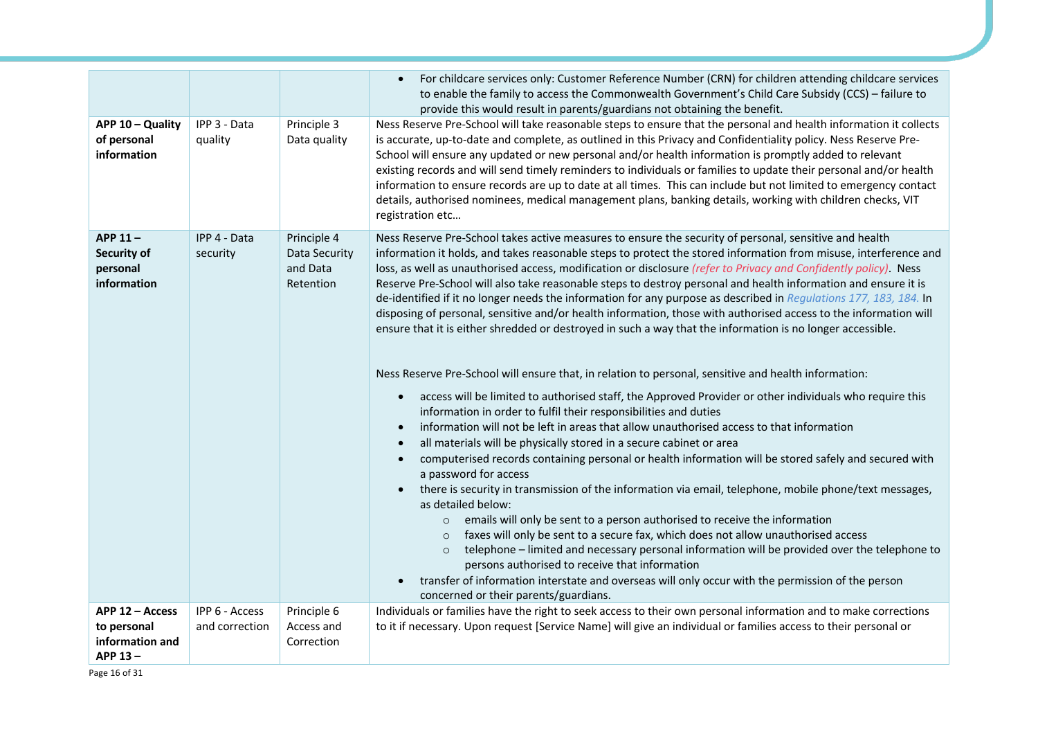| | | | |
|---|---|---|---|
| | | | • For childcare services only: Customer Reference Number (CRN) for children attending childcare services to enable the family to access the Commonwealth Government's Child Care Subsidy (CCS) – failure to provide this would result in parents/guardians not obtaining the benefit. |
| **APP 10 – Quality of personal information** | IPP 3 - Data quality | Principle 3 Data quality | Ness Reserve Pre-School will take reasonable steps to ensure that the personal and health information it collects is accurate, up-to-date and complete, as outlined in this Privacy and Confidentiality policy. Ness Reserve Pre-School will ensure any updated or new personal and/or health information is promptly added to relevant existing records and will send timely reminders to individuals or families to update their personal and/or health information to ensure records are up to date at all times. This can include but not limited to emergency contact details, authorised nominees, medical management plans, banking details, working with children checks, VIT registration etc… |
| **APP 11 – Security of personal information** | IPP 4 - Data security | Principle 4 Data Security and Data Retention | Ness Reserve Pre-School takes active measures to ensure the security of personal, sensitive and health information it holds, and takes reasonable steps to protect the stored information from misuse, interference and loss, as well as unauthorised access, modification or disclosure *(refer to Privacy and Confidently policy)*. Ness Reserve Pre-School will also take reasonable steps to destroy personal and health information and ensure it is de-identified if it no longer needs the information for any purpose as described in *Regulations 177, 183, 184.* In disposing of personal, sensitive and/or health information, those with authorised access to the information will ensure that it is either shredded or destroyed in such a way that the information is no longer accessible.<br><br>Ness Reserve Pre-School will ensure that, in relation to personal, sensitive and health information:<br>• access will be limited to authorised staff, the Approved Provider or other individuals who require this information in order to fulfil their responsibilities and duties<br>• information will not be left in areas that allow unauthorised access to that information<br>• all materials will be physically stored in a secure cabinet or area<br>• computerised records containing personal or health information will be stored safely and secured with a password for access<br>• there is security in transmission of the information via email, telephone, mobile phone/text messages, as detailed below:<br>  ○ emails will only be sent to a person authorised to receive the information<br>  ○ faxes will only be sent to a secure fax, which does not allow unauthorised access<br>  ○ telephone – limited and necessary personal information will be provided over the telephone to persons authorised to receive that information<br>• transfer of information interstate and overseas will only occur with the permission of the person concerned or their parents/guardians. |
| **APP 12 – Access to personal information and APP 13 –** | IPP 6 - Access and correction | Principle 6 Access and Correction | Individuals or families have the right to seek access to their own personal information and to make corrections to it if necessary. Upon request [Service Name] will give an individual or families access to their personal or |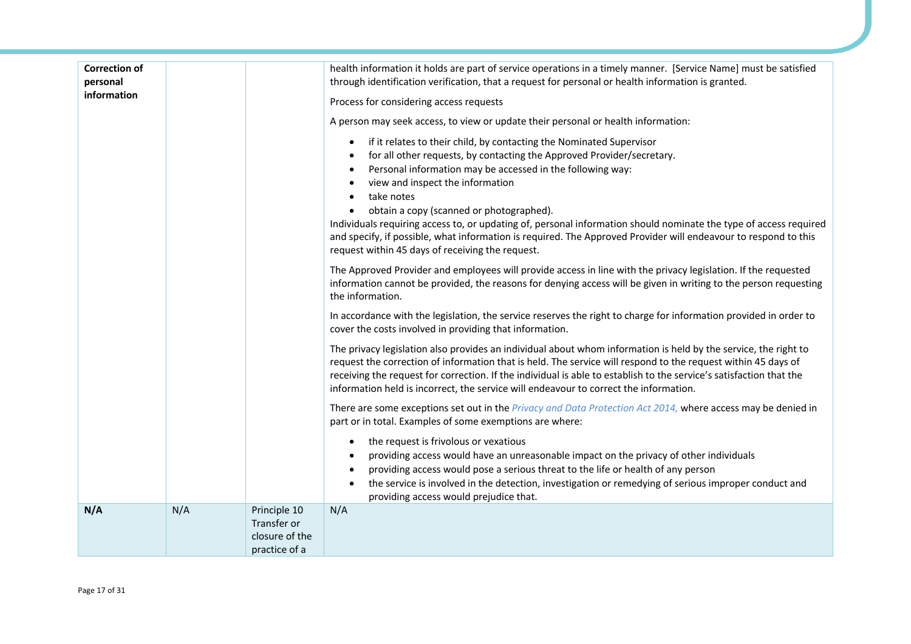| | | | |
|---|---|---|---|
| **Correction of personal information** | | | health information it holds are part of service operations in a timely manner. [Service Name] must be satisfied through identification verification, that a request for personal or health information is granted.<br><br>Process for considering access requests<br><br>A person may seek access, to view or update their personal or health information:<br><br>• if it relates to their child, by contacting the Nominated Supervisor<br>• for all other requests, by contacting the Approved Provider/secretary.<br>• Personal information may be accessed in the following way:<br>• view and inspect the information<br>• take notes<br>• obtain a copy (scanned or photographed).<br><br>Individuals requiring access to, or updating of, personal information should nominate the type of access required and specify, if possible, what information is required. The Approved Provider will endeavour to respond to this request within 45 days of receiving the request.<br><br>The Approved Provider and employees will provide access in line with the privacy legislation. If the requested information cannot be provided, the reasons for denying access will be given in writing to the person requesting the information.<br><br>In accordance with the legislation, the service reserves the right to charge for information provided in order to cover the costs involved in providing that information.<br><br>The privacy legislation also provides an individual about whom information is held by the service, the right to request the correction of information that is held. The service will respond to the request within 45 days of receiving the request for correction. If the individual is able to establish to the service's satisfaction that the information held is incorrect, the service will endeavour to correct the information.<br><br>There are some exceptions set out in the *Privacy and Data Protection Act 2014,* where access may be denied in part or in total. Examples of some exemptions are where:<br><br>• the request is frivolous or vexatious<br>• providing access would have an unreasonable impact on the privacy of other individuals<br>• providing access would pose a serious threat to the life or health of any person<br>• the service is involved in the detection, investigation or remedying of serious improper conduct and providing access would prejudice that. |
| **N/A** | N/A | Principle 10 Transfer or closure of the practice of a | N/A |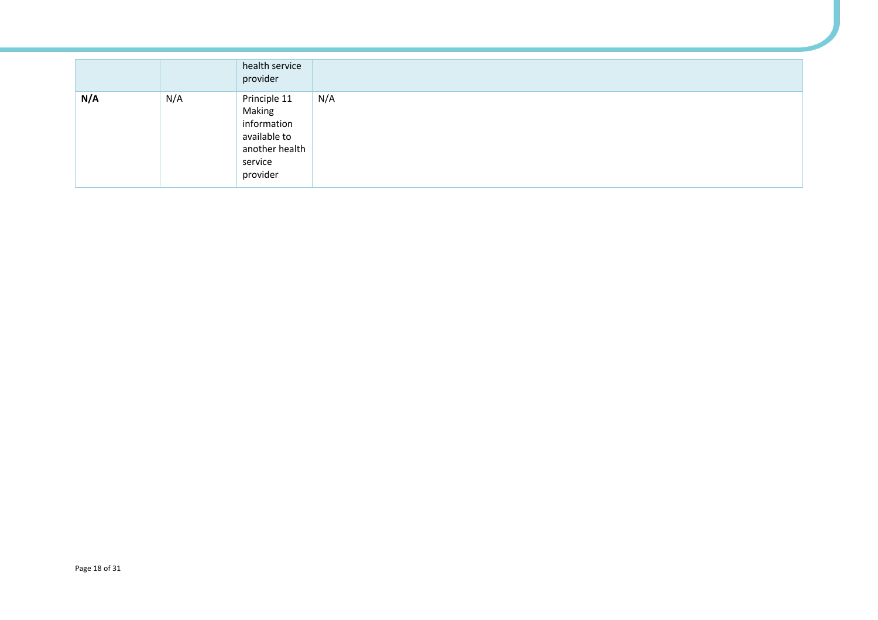| | | health service provider | |
|---|---|---|---|
| **N/A** | N/A | Principle 11 Making information available to another health service provider | N/A |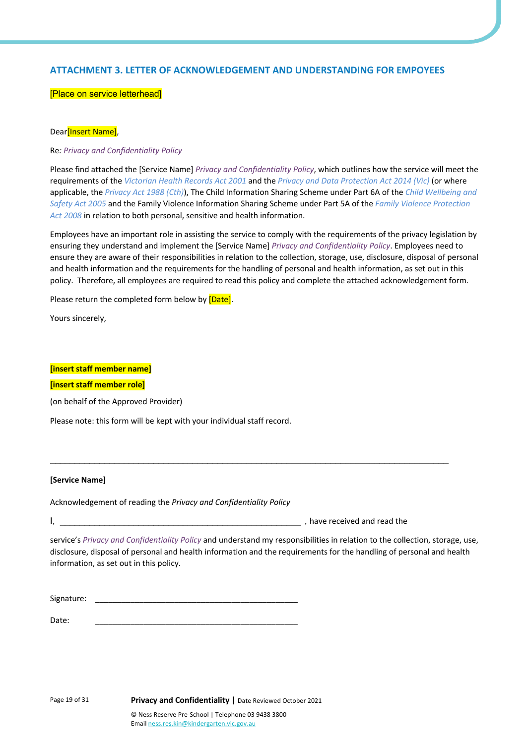## ATTACHMENT 3. LETTER OF ACKNOWLEDGEMENT AND UNDERSTANDING FOR EMPOYEES

[Place on service letterhead]

Dear[Insert Name],

Re*: Privacy and Confidentiality Policy*

Please find attached the [Service Name] *Privacy and Confidentiality Policy*, which outlines how the service will meet the requirements of the *Victorian Health Records Act 2001* and the *Privacy and Data Protection Act 2014 (Vic)* (or where applicable, the *Privacy Act 1988 (Cth)*), The Child Information Sharing Scheme under Part 6A of the *Child Wellbeing and Safety Act 2005* and the Family Violence Information Sharing Scheme under Part 5A of the *Family Violence Protection Act 2008* in relation to both personal, sensitive and health information.

Employees have an important role in assisting the service to comply with the requirements of the privacy legislation by ensuring they understand and implement the [Service Name] *Privacy and Confidentiality Policy*. Employees need to ensure they are aware of their responsibilities in relation to the collection, storage, use, disclosure, disposal of personal and health information and the requirements for the handling of personal and health information, as set out in this policy. Therefore, all employees are required to read this policy and complete the attached acknowledgement form.

Please return the completed form below by [Date].

Yours sincerely,

**[insert staff member name]**

**[insert staff member role]**

(on behalf of the Approved Provider)

Please note: this form will be kept with your individual staff record.

---

**[Service Name]**

Acknowledgement of reading the *Privacy and Confidentiality Policy*

I, ________________________________________________________ , have received and read the

service's *Privacy and Confidentiality Policy* and understand my responsibilities in relation to the collection, storage, use, disclosure, disposal of personal and health information and the requirements for the handling of personal and health information, as set out in this policy.

Signature: ______________________________________________

Date: ______________________________________________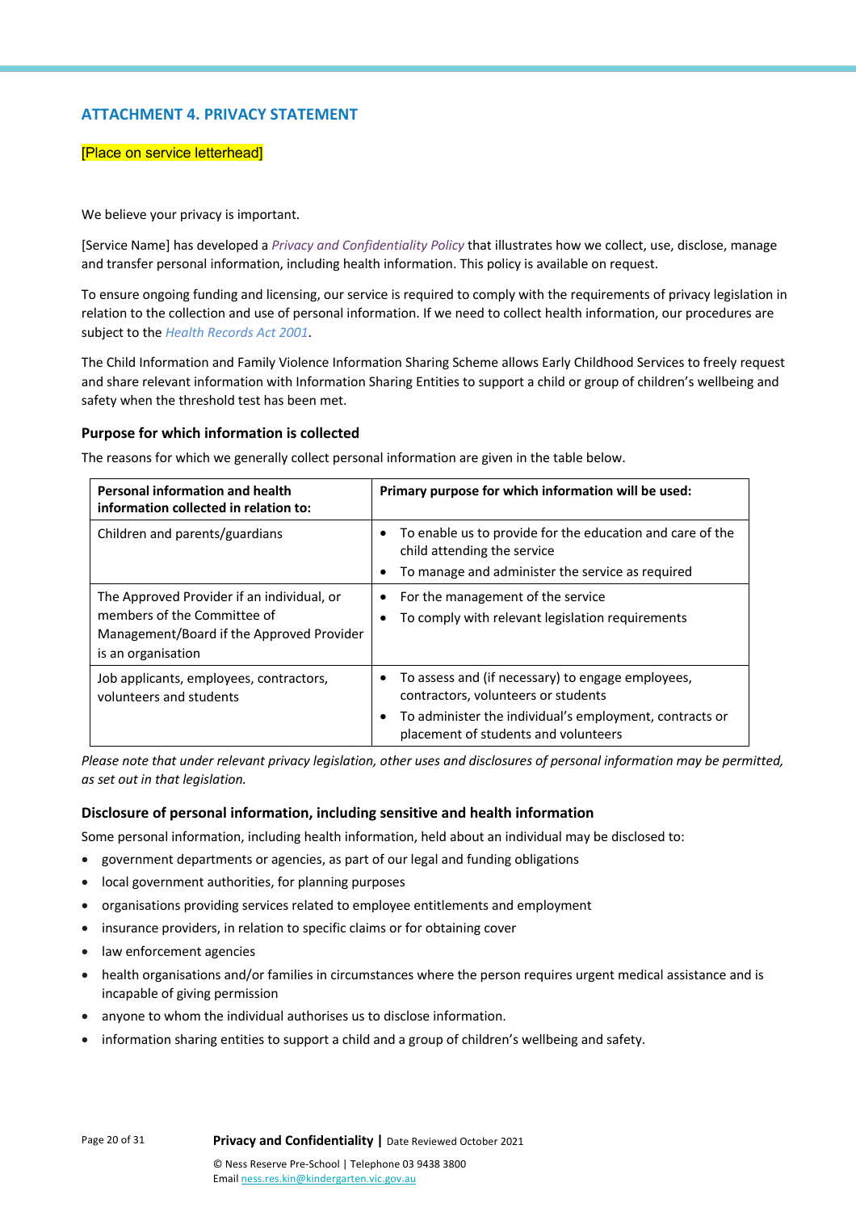## ATTACHMENT 4. PRIVACY STATEMENT

[Place on service letterhead]

We believe your privacy is important.

[Service Name] has developed a *Privacy and Confidentiality Policy* that illustrates how we collect, use, disclose, manage and transfer personal information, including health information. This policy is available on request.

To ensure ongoing funding and licensing, our service is required to comply with the requirements of privacy legislation in relation to the collection and use of personal information. If we need to collect health information, our procedures are subject to the *Health Records Act 2001*.

The Child Information and Family Violence Information Sharing Scheme allows Early Childhood Services to freely request and share relevant information with Information Sharing Entities to support a child or group of children's wellbeing and safety when the threshold test has been met.

### Purpose for which information is collected

The reasons for which we generally collect personal information are given in the table below.

| Personal information and health information collected in relation to: | Primary purpose for which information will be used: |
|---|---|
| Children and parents/guardians | • To enable us to provide for the education and care of the child attending the service<br>• To manage and administer the service as required |
| The Approved Provider if an individual, or members of the Committee of Management/Board if the Approved Provider is an organisation | • For the management of the service<br>• To comply with relevant legislation requirements |
| Job applicants, employees, contractors, volunteers and students | • To assess and (if necessary) to engage employees, contractors, volunteers or students<br>• To administer the individual's employment, contracts or placement of students and volunteers |

*Please note that under relevant privacy legislation, other uses and disclosures of personal information may be permitted, as set out in that legislation.*

### Disclosure of personal information, including sensitive and health information

Some personal information, including health information, held about an individual may be disclosed to:

- government departments or agencies, as part of our legal and funding obligations
- local government authorities, for planning purposes
- organisations providing services related to employee entitlements and employment
- insurance providers, in relation to specific claims or for obtaining cover
- law enforcement agencies
- health organisations and/or families in circumstances where the person requires urgent medical assistance and is incapable of giving permission
- anyone to whom the individual authorises us to disclose information.
- information sharing entities to support a child and a group of children's wellbeing and safety.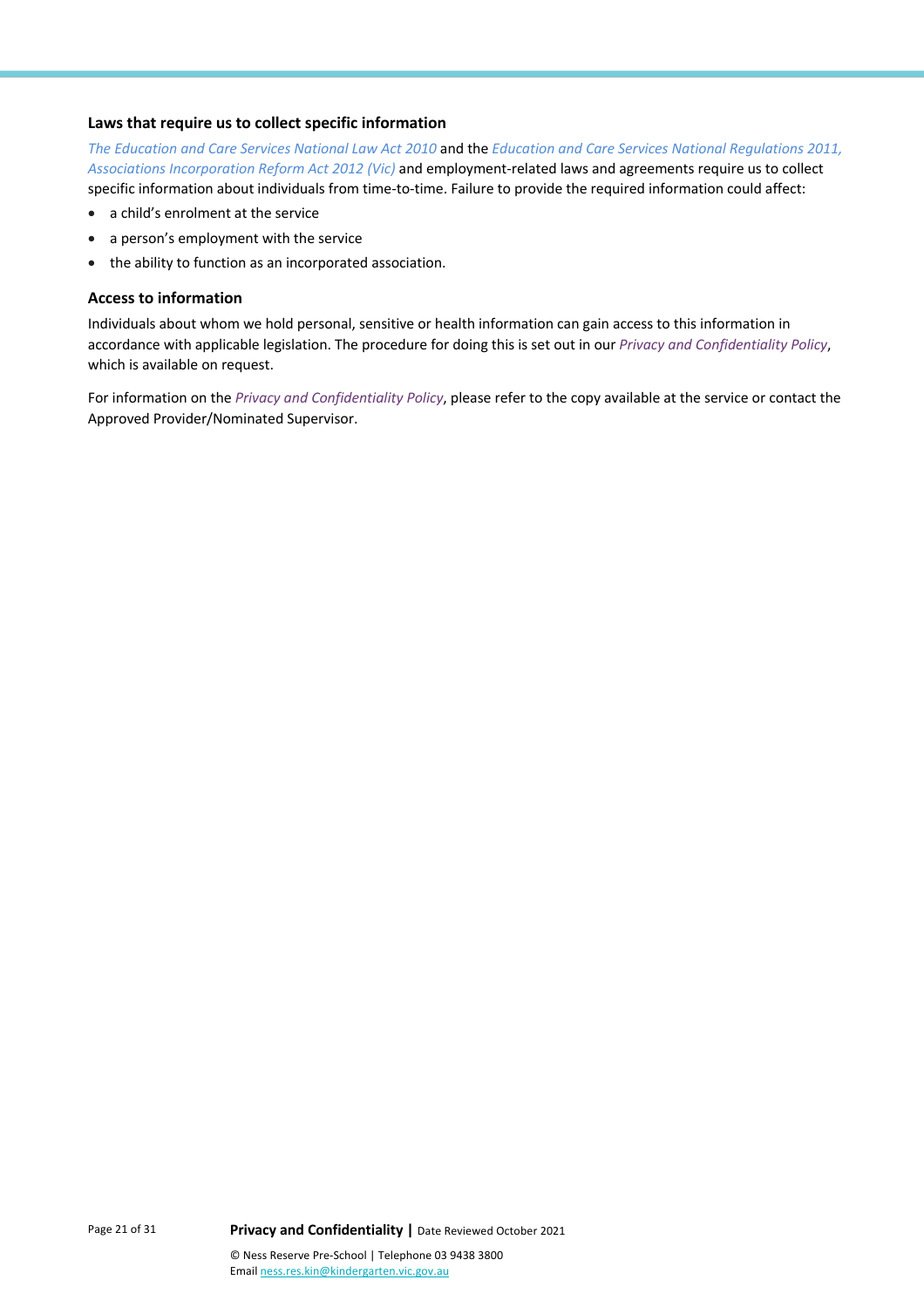### Laws that require us to collect specific information

*The Education and Care Services National Law Act 2010* and the *Education and Care Services National Regulations 2011, Associations Incorporation Reform Act 2012 (Vic)* and employment-related laws and agreements require us to collect specific information about individuals from time-to-time. Failure to provide the required information could affect:

- a child's enrolment at the service
- a person's employment with the service
- the ability to function as an incorporated association.

### Access to information

Individuals about whom we hold personal, sensitive or health information can gain access to this information in accordance with applicable legislation. The procedure for doing this is set out in our *Privacy and Confidentiality Policy*, which is available on request.

For information on the *Privacy and Confidentiality Policy*, please refer to the copy available at the service or contact the Approved Provider/Nominated Supervisor.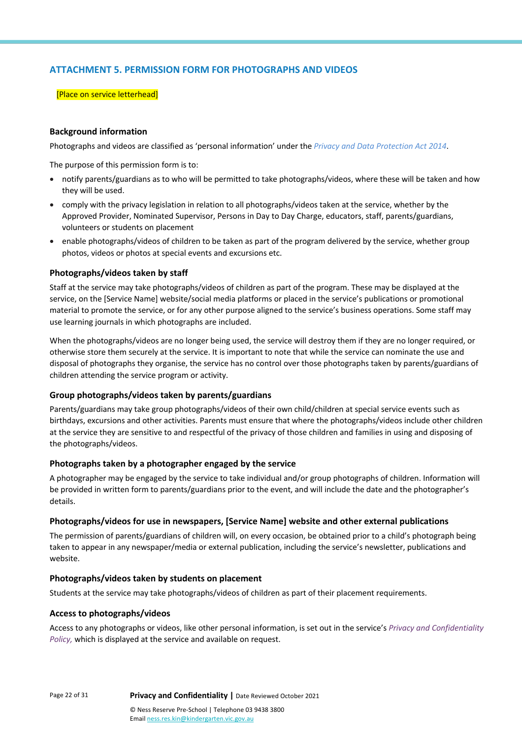## ATTACHMENT 5. PERMISSION FORM FOR PHOTOGRAPHS AND VIDEOS

[Place on service letterhead]

### Background information

Photographs and videos are classified as 'personal information' under the *Privacy and Data Protection Act 2014*.

The purpose of this permission form is to:

- notify parents/guardians as to who will be permitted to take photographs/videos, where these will be taken and how they will be used.
- comply with the privacy legislation in relation to all photographs/videos taken at the service, whether by the Approved Provider, Nominated Supervisor, Persons in Day to Day Charge, educators, staff, parents/guardians, volunteers or students on placement
- enable photographs/videos of children to be taken as part of the program delivered by the service, whether group photos, videos or photos at special events and excursions etc.

### Photographs/videos taken by staff

Staff at the service may take photographs/videos of children as part of the program. These may be displayed at the service, on the [Service Name] website/social media platforms or placed in the service's publications or promotional material to promote the service, or for any other purpose aligned to the service's business operations. Some staff may use learning journals in which photographs are included.

When the photographs/videos are no longer being used, the service will destroy them if they are no longer required, or otherwise store them securely at the service. It is important to note that while the service can nominate the use and disposal of photographs they organise, the service has no control over those photographs taken by parents/guardians of children attending the service program or activity.

### Group photographs/videos taken by parents/guardians

Parents/guardians may take group photographs/videos of their own child/children at special service events such as birthdays, excursions and other activities. Parents must ensure that where the photographs/videos include other children at the service they are sensitive to and respectful of the privacy of those children and families in using and disposing of the photographs/videos.

### Photographs taken by a photographer engaged by the service

A photographer may be engaged by the service to take individual and/or group photographs of children. Information will be provided in written form to parents/guardians prior to the event, and will include the date and the photographer's details.

### Photographs/videos for use in newspapers, [Service Name] website and other external publications

The permission of parents/guardians of children will, on every occasion, be obtained prior to a child's photograph being taken to appear in any newspaper/media or external publication, including the service's newsletter, publications and website.

### Photographs/videos taken by students on placement

Students at the service may take photographs/videos of children as part of their placement requirements.

### Access to photographs/videos

Access to any photographs or videos, like other personal information, is set out in the service's *Privacy and Confidentiality Policy,* which is displayed at the service and available on request.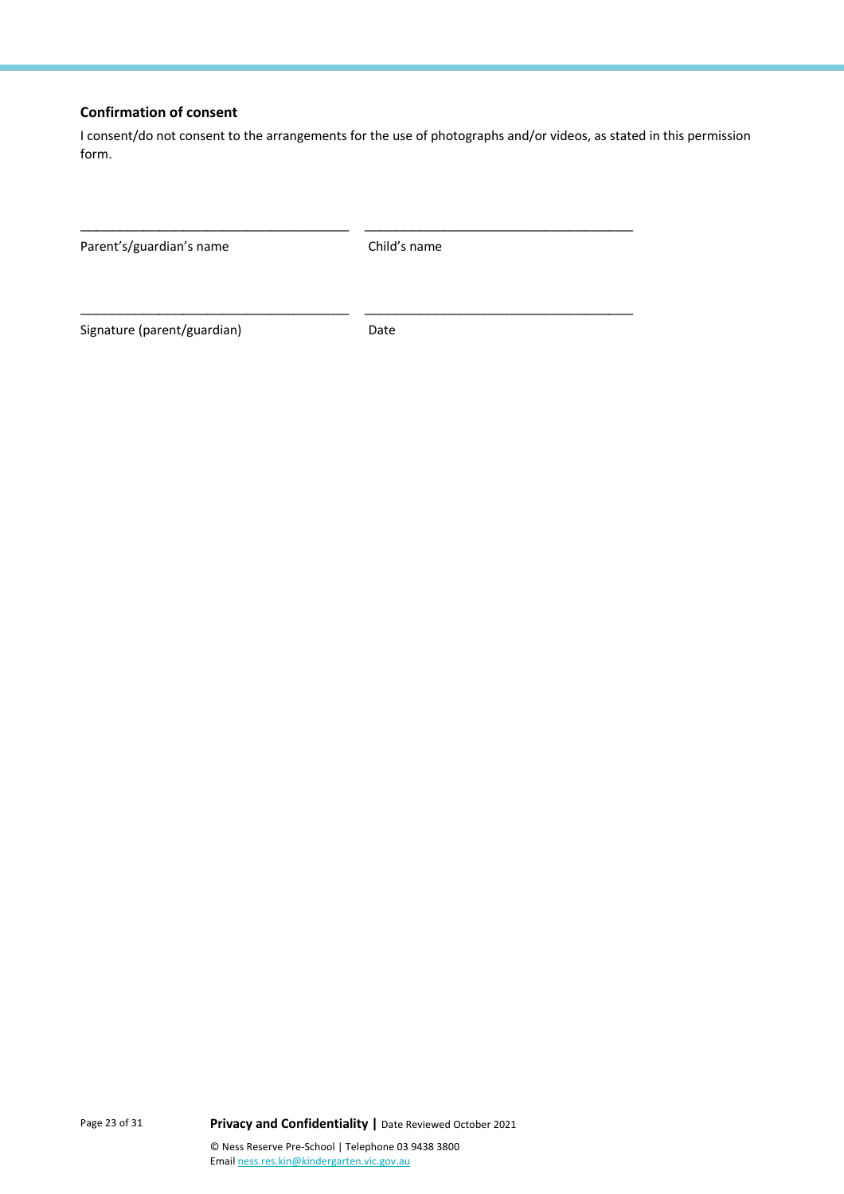**Confirmation of consent**

I consent/do not consent to the arrangements for the use of photographs and/or videos, as stated in this permission form.

| _____________________________________ | _____________________________________ |
|---|---|
| Parent's/guardian's name | Child's name |
| _____________________________________ | _____________________________________ |
| Signature (parent/guardian) | Date |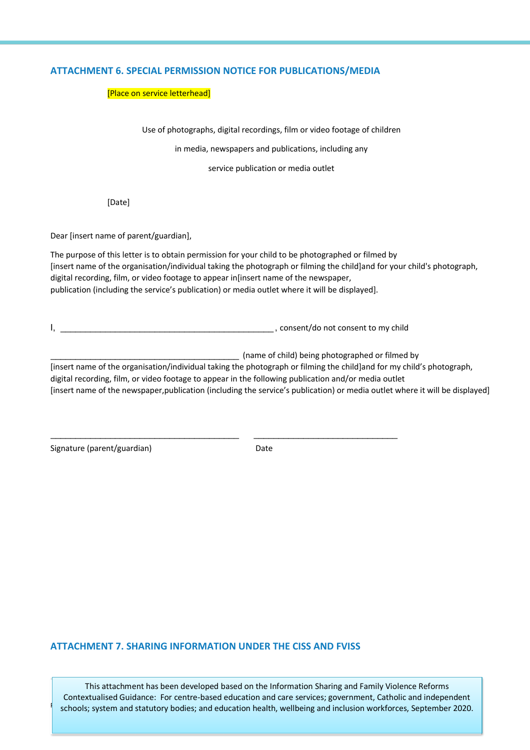## ATTACHMENT 6. SPECIAL PERMISSION NOTICE FOR PUBLICATIONS/MEDIA

[Place on service letterhead]

Use of photographs, digital recordings, film or video footage of children

in media, newspapers and publications, including any

service publication or media outlet

[Date]

Dear [insert name of parent/guardian],

The purpose of this letter is to obtain permission for your child to be photographed or filmed by [insert name of the organisation/individual taking the photograph or filming the child]and for your child's photograph, digital recording, film, or video footage to appear in[insert name of the newspaper, publication (including the service's publication) or media outlet where it will be displayed].

I, ________________________________________________ , consent/do not consent to my child

__________________________________________ (name of child) being photographed or filmed by [insert name of the organisation/individual taking the photograph or filming the child]and for my child's photograph, digital recording, film, or video footage to appear in the following publication and/or media outlet [insert name of the newspaper,publication (including the service's publication) or media outlet where it will be displayed]

__________________________________________ ________________________________

Signature (parent/guardian) Date

## ATTACHMENT 7. SHARING INFORMATION UNDER THE CISS AND FVISS

This attachment has been developed based on the Information Sharing and Family Violence Reforms Contextualised Guidance: For centre-based education and care services; government, Catholic and independent schools; system and statutory bodies; and education health, wellbeing and inclusion workforces, September 2020.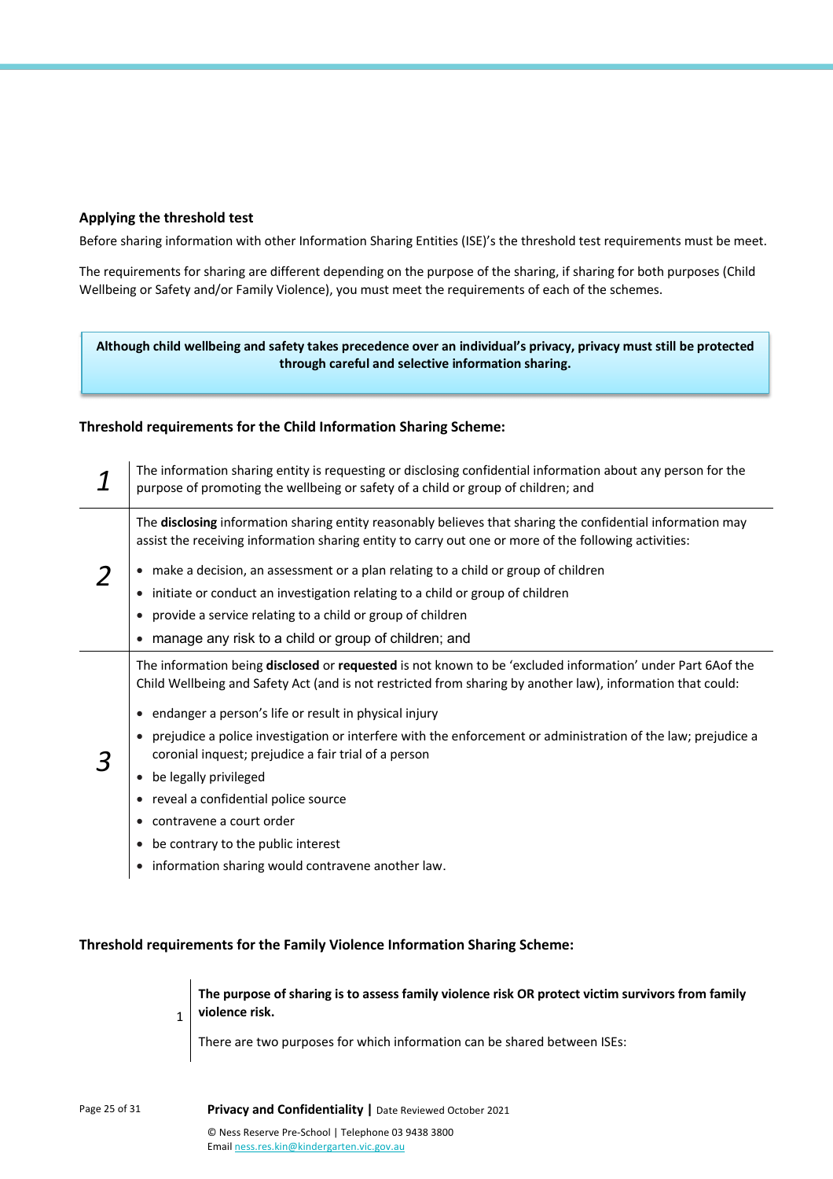### Applying the threshold test

Before sharing information with other Information Sharing Entities (ISE)'s the threshold test requirements must be meet.

The requirements for sharing are different depending on the purpose of the sharing, if sharing for both purposes (Child Wellbeing or Safety and/or Family Violence), you must meet the requirements of each of the schemes.

> **Although child wellbeing and safety takes precedence over an individual's privacy, privacy must still be protected through careful and selective information sharing.**

### Threshold requirements for the Child Information Sharing Scheme:

| | |
|---|---|
| *1* | The information sharing entity is requesting or disclosing confidential information about any person for the purpose of promoting the wellbeing or safety of a child or group of children; and |
| *2* | The **disclosing** information sharing entity reasonably believes that sharing the confidential information may assist the receiving information sharing entity to carry out one or more of the following activities:<br>• make a decision, an assessment or a plan relating to a child or group of children<br>• initiate or conduct an investigation relating to a child or group of children<br>• provide a service relating to a child or group of children<br>• manage any risk to a child or group of children; and |
| *3* | The information being **disclosed** or **requested** is not known to be 'excluded information' under Part 6Aof the Child Wellbeing and Safety Act (and is not restricted from sharing by another law), information that could:<br>• endanger a person's life or result in physical injury<br>• prejudice a police investigation or interfere with the enforcement or administration of the law; prejudice a coronial inquest; prejudice a fair trial of a person<br>• be legally privileged<br>• reveal a confidential police source<br>• contravene a court order<br>• be contrary to the public interest<br>• information sharing would contravene another law. |

### Threshold requirements for the Family Violence Information Sharing Scheme:

| | |
|---|---|
| 1 | **The purpose of sharing is to assess family violence risk OR protect victim survivors from family violence risk.**<br>There are two purposes for which information can be shared between ISEs: |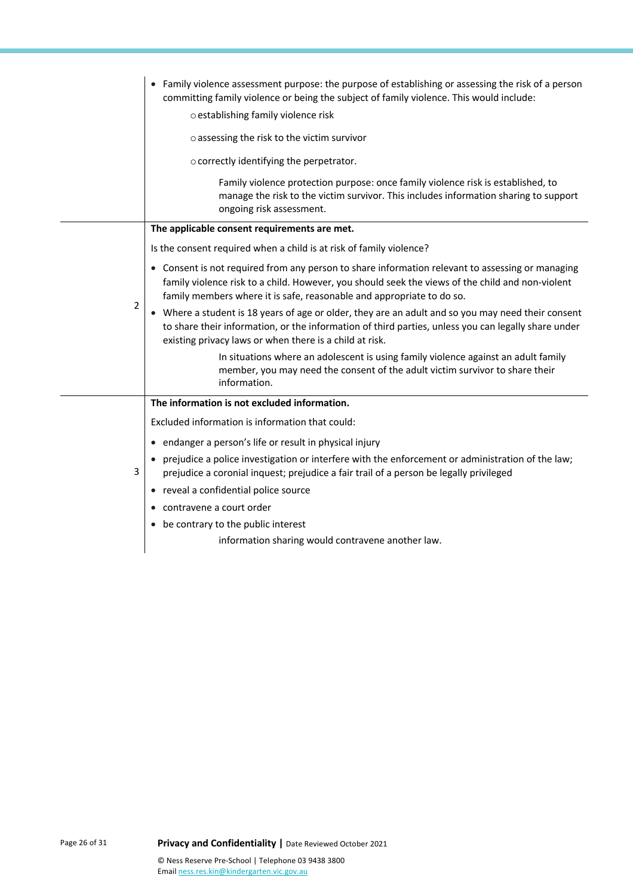| | |
|---|---|
| | • Family violence assessment purpose: the purpose of establishing or assessing the risk of a person committing family violence or being the subject of family violence. This would include:<br>○ establishing family violence risk<br>○ assessing the risk to the victim survivor<br>○ correctly identifying the perpetrator.<br>Family violence protection purpose: once family violence risk is established, to manage the risk to the victim survivor. This includes information sharing to support ongoing risk assessment. |
| 2 | **The applicable consent requirements are met.**<br>Is the consent required when a child is at risk of family violence?<br>• Consent is not required from any person to share information relevant to assessing or managing family violence risk to a child. However, you should seek the views of the child and non-violent family members where it is safe, reasonable and appropriate to do so.<br>• Where a student is 18 years of age or older, they are an adult and so you may need their consent to share their information, or the information of third parties, unless you can legally share under existing privacy laws or when there is a child at risk.<br>In situations where an adolescent is using family violence against an adult family member, you may need the consent of the adult victim survivor to share their information. |
| 3 | **The information is not excluded information.**<br>Excluded information is information that could:<br>• endanger a person's life or result in physical injury<br>• prejudice a police investigation or interfere with the enforcement or administration of the law; prejudice a coronial inquest; prejudice a fair trail of a person be legally privileged<br>• reveal a confidential police source<br>• contravene a court order<br>• be contrary to the public interest<br>information sharing would contravene another law. |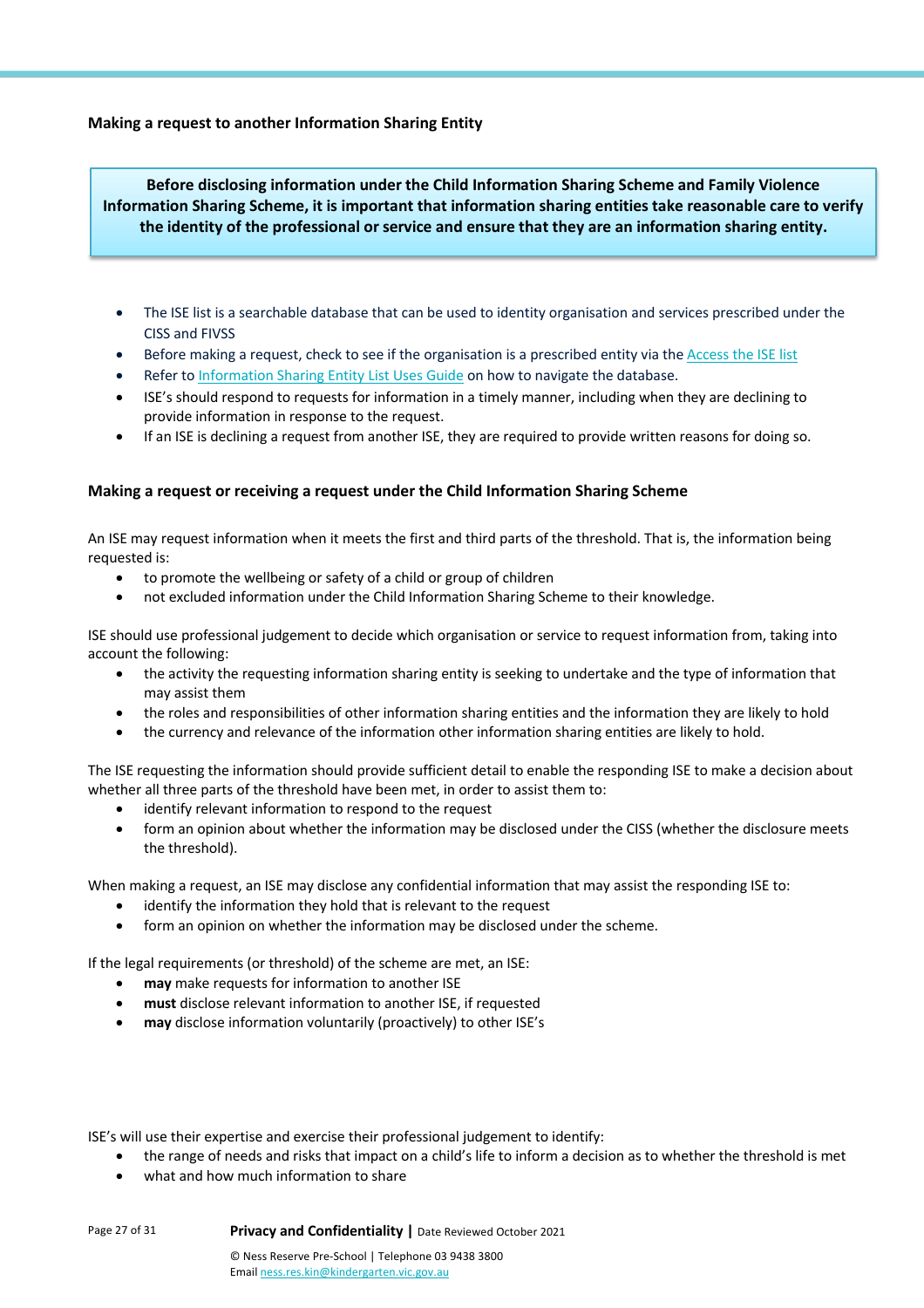**Making a request to another Information Sharing Entity**

> **Before disclosing information under the Child Information Sharing Scheme and Family Violence Information Sharing Scheme, it is important that information sharing entities take reasonable care to verify the identity of the professional or service and ensure that they are an information sharing entity.**

- The ISE list is a searchable database that can be used to identity organisation and services prescribed under the CISS and FIVSS
- Before making a request, check to see if the organisation is a prescribed entity via the Access the ISE list
- Refer to Information Sharing Entity List Uses Guide on how to navigate the database.
- ISE's should respond to requests for information in a timely manner, including when they are declining to provide information in response to the request.
- If an ISE is declining a request from another ISE, they are required to provide written reasons for doing so.

**Making a request or receiving a request under the Child Information Sharing Scheme**

An ISE may request information when it meets the first and third parts of the threshold. That is, the information being requested is:

- to promote the wellbeing or safety of a child or group of children
- not excluded information under the Child Information Sharing Scheme to their knowledge.

ISE should use professional judgement to decide which organisation or service to request information from, taking into account the following:

- the activity the requesting information sharing entity is seeking to undertake and the type of information that may assist them
- the roles and responsibilities of other information sharing entities and the information they are likely to hold
- the currency and relevance of the information other information sharing entities are likely to hold.

The ISE requesting the information should provide sufficient detail to enable the responding ISE to make a decision about whether all three parts of the threshold have been met, in order to assist them to:

- identify relevant information to respond to the request
- form an opinion about whether the information may be disclosed under the CISS (whether the disclosure meets the threshold).

When making a request, an ISE may disclose any confidential information that may assist the responding ISE to:

- identify the information they hold that is relevant to the request
- form an opinion on whether the information may be disclosed under the scheme.

If the legal requirements (or threshold) of the scheme are met, an ISE:

- **may** make requests for information to another ISE
- **must** disclose relevant information to another ISE, if requested
- **may** disclose information voluntarily (proactively) to other ISE's

ISE's will use their expertise and exercise their professional judgement to identify:

- the range of needs and risks that impact on a child's life to inform a decision as to whether the threshold is met
- what and how much information to share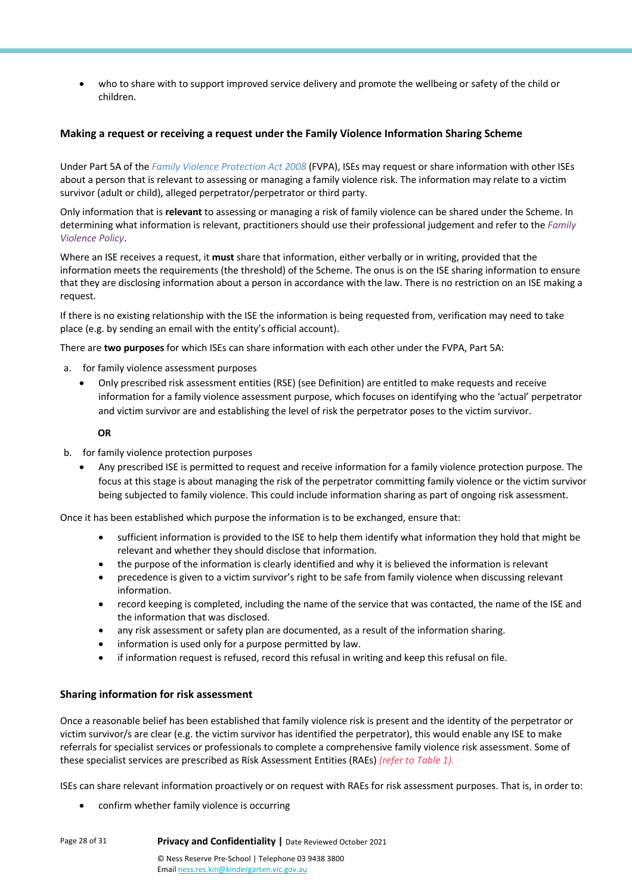- who to share with to support improved service delivery and promote the wellbeing or safety of the child or children.

### Making a request or receiving a request under the Family Violence Information Sharing Scheme

Under Part 5A of the *Family Violence Protection Act 2008* (FVPA), ISEs may request or share information with other ISEs about a person that is relevant to assessing or managing a family violence risk. The information may relate to a victim survivor (adult or child), alleged perpetrator/perpetrator or third party.

Only information that is **relevant** to assessing or managing a risk of family violence can be shared under the Scheme. In determining what information is relevant, practitioners should use their professional judgement and refer to the *Family Violence Policy*.

Where an ISE receives a request, it **must** share that information, either verbally or in writing, provided that the information meets the requirements (the threshold) of the Scheme. The onus is on the ISE sharing information to ensure that they are disclosing information about a person in accordance with the law. There is no restriction on an ISE making a request.

If there is no existing relationship with the ISE the information is being requested from, verification may need to take place (e.g. by sending an email with the entity's official account).

There are **two purposes** for which ISEs can share information with each other under the FVPA, Part 5A:

a. for family violence assessment purposes
   - Only prescribed risk assessment entities (RSE) (see Definition) are entitled to make requests and receive information for a family violence assessment purpose, which focuses on identifying who the 'actual' perpetrator and victim survivor are and establishing the level of risk the perpetrator poses to the victim survivor.

   **OR**

b. for family violence protection purposes
   - Any prescribed ISE is permitted to request and receive information for a family violence protection purpose. The focus at this stage is about managing the risk of the perpetrator committing family violence or the victim survivor being subjected to family violence. This could include information sharing as part of ongoing risk assessment.

Once it has been established which purpose the information is to be exchanged, ensure that:

- sufficient information is provided to the ISE to help them identify what information they hold that might be relevant and whether they should disclose that information.
- the purpose of the information is clearly identified and why it is believed the information is relevant
- precedence is given to a victim survivor's right to be safe from family violence when discussing relevant information.
- record keeping is completed, including the name of the service that was contacted, the name of the ISE and the information that was disclosed.
- any risk assessment or safety plan are documented, as a result of the information sharing.
- information is used only for a purpose permitted by law.
- if information request is refused, record this refusal in writing and keep this refusal on file.

### Sharing information for risk assessment

Once a reasonable belief has been established that family violence risk is present and the identity of the perpetrator or victim survivor/s are clear (e.g. the victim survivor has identified the perpetrator), this would enable any ISE to make referrals for specialist services or professionals to complete a comprehensive family violence risk assessment. Some of these specialist services are prescribed as Risk Assessment Entities (RAEs) *(refer to Table 1).*

ISEs can share relevant information proactively or on request with RAEs for risk assessment purposes. That is, in order to:

- confirm whether family violence is occurring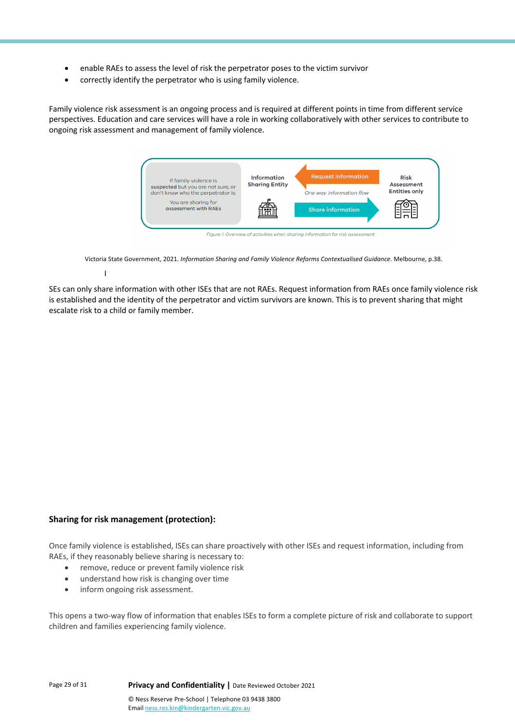- enable RAEs to assess the level of risk the perpetrator poses to the victim survivor
- correctly identify the perpetrator who is using family violence.

Family violence risk assessment is an ongoing process and is required at different points in time from different service perspectives. Education and care services will have a role in working collaboratively with other services to contribute to ongoing risk assessment and management of family violence.

If family violence is suspected but you are not sure, or don't know who the perpetrator is: You are sharing for assessment with RAEs

Information Sharing Entity | Request information | One way information flow | Share information | Risk Assessment Entities only

*Figure 1: Overview of activities when sharing information for risk assessment*

Victoria State Government, 2021. *Information Sharing and Family Violence Reforms Contextualised Guidance*. Melbourne, p.38.

I

SEs can only share information with other ISEs that are not RAEs. Request information from RAEs once family violence risk is established and the identity of the perpetrator and victim survivors are known. This is to prevent sharing that might escalate risk to a child or family member.

**Sharing for risk management (protection):**

Once family violence is established, ISEs can share proactively with other ISEs and request information, including from RAEs, if they reasonably believe sharing is necessary to:

- remove, reduce or prevent family violence risk
- understand how risk is changing over time
- inform ongoing risk assessment.

This opens a two-way flow of information that enables ISEs to form a complete picture of risk and collaborate to support children and families experiencing family violence.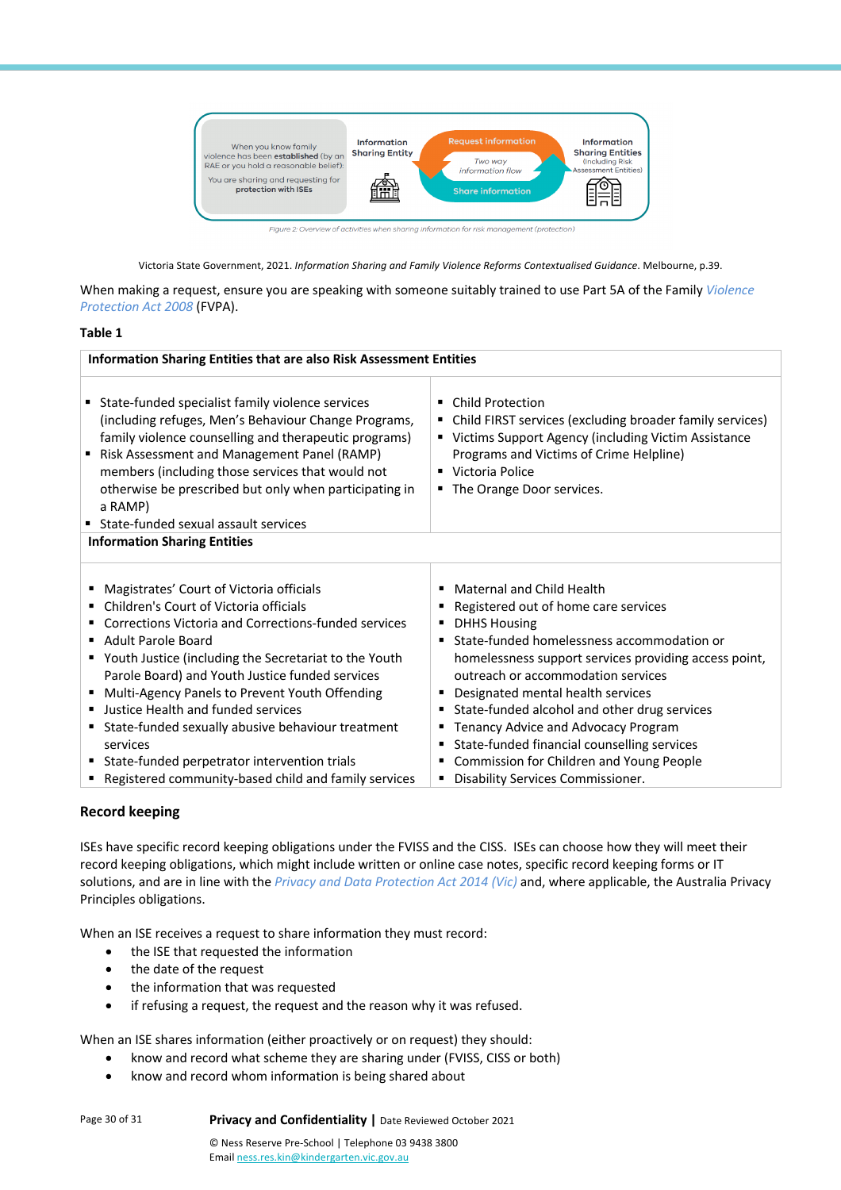When you know family violence has been **established** (by an RAE or you hold a reasonable belief):

You are sharing and requesting for **protection with ISEs**

Information Sharing Entity

Request information

Two way information flow

Share information

Information Sharing Entities (Including Risk Assessment Entities)

Figure 2: Overview of activities when sharing information for risk management (protection)

Victoria State Government, 2021. *Information Sharing and Family Violence Reforms Contextualised Guidance*. Melbourne, p.39.

When making a request, ensure you are speaking with someone suitably trained to use Part 5A of the Family *Violence Protection Act 2008* (FVPA).

**Table 1**

| **Information Sharing Entities that are also Risk Assessment Entities** | |
|---|---|
| ▪ State-funded specialist family violence services (including refuges, Men's Behaviour Change Programs, family violence counselling and therapeutic programs)<br>▪ Risk Assessment and Management Panel (RAMP) members (including those services that would not otherwise be prescribed but only when participating in a RAMP)<br>▪ State-funded sexual assault services | ▪ Child Protection<br>▪ Child FIRST services (excluding broader family services)<br>▪ Victims Support Agency (including Victim Assistance Programs and Victims of Crime Helpline)<br>▪ Victoria Police<br>▪ The Orange Door services. |
| **Information Sharing Entities** | |
| ▪ Magistrates' Court of Victoria officials<br>▪ Children's Court of Victoria officials<br>▪ Corrections Victoria and Corrections-funded services<br>▪ Adult Parole Board<br>▪ Youth Justice (including the Secretariat to the Youth Parole Board) and Youth Justice funded services<br>▪ Multi-Agency Panels to Prevent Youth Offending<br>▪ Justice Health and funded services<br>▪ State-funded sexually abusive behaviour treatment services<br>▪ State-funded perpetrator intervention trials<br>▪ Registered community-based child and family services | ▪ Maternal and Child Health<br>▪ Registered out of home care services<br>▪ DHHS Housing<br>▪ State-funded homelessness accommodation or homelessness support services providing access point, outreach or accommodation services<br>▪ Designated mental health services<br>▪ State-funded alcohol and other drug services<br>▪ Tenancy Advice and Advocacy Program<br>▪ State-funded financial counselling services<br>▪ Commission for Children and Young People<br>▪ Disability Services Commissioner. |

## Record keeping

ISEs have specific record keeping obligations under the FVISS and the CISS. ISEs can choose how they will meet their record keeping obligations, which might include written or online case notes, specific record keeping forms or IT solutions, and are in line with the *Privacy and Data Protection Act 2014 (Vic)* and, where applicable, the Australia Privacy Principles obligations.

When an ISE receives a request to share information they must record:

- the ISE that requested the information
- the date of the request
- the information that was requested
- if refusing a request, the request and the reason why it was refused.

When an ISE shares information (either proactively or on request) they should:

- know and record what scheme they are sharing under (FVISS, CISS or both)
- know and record whom information is being shared about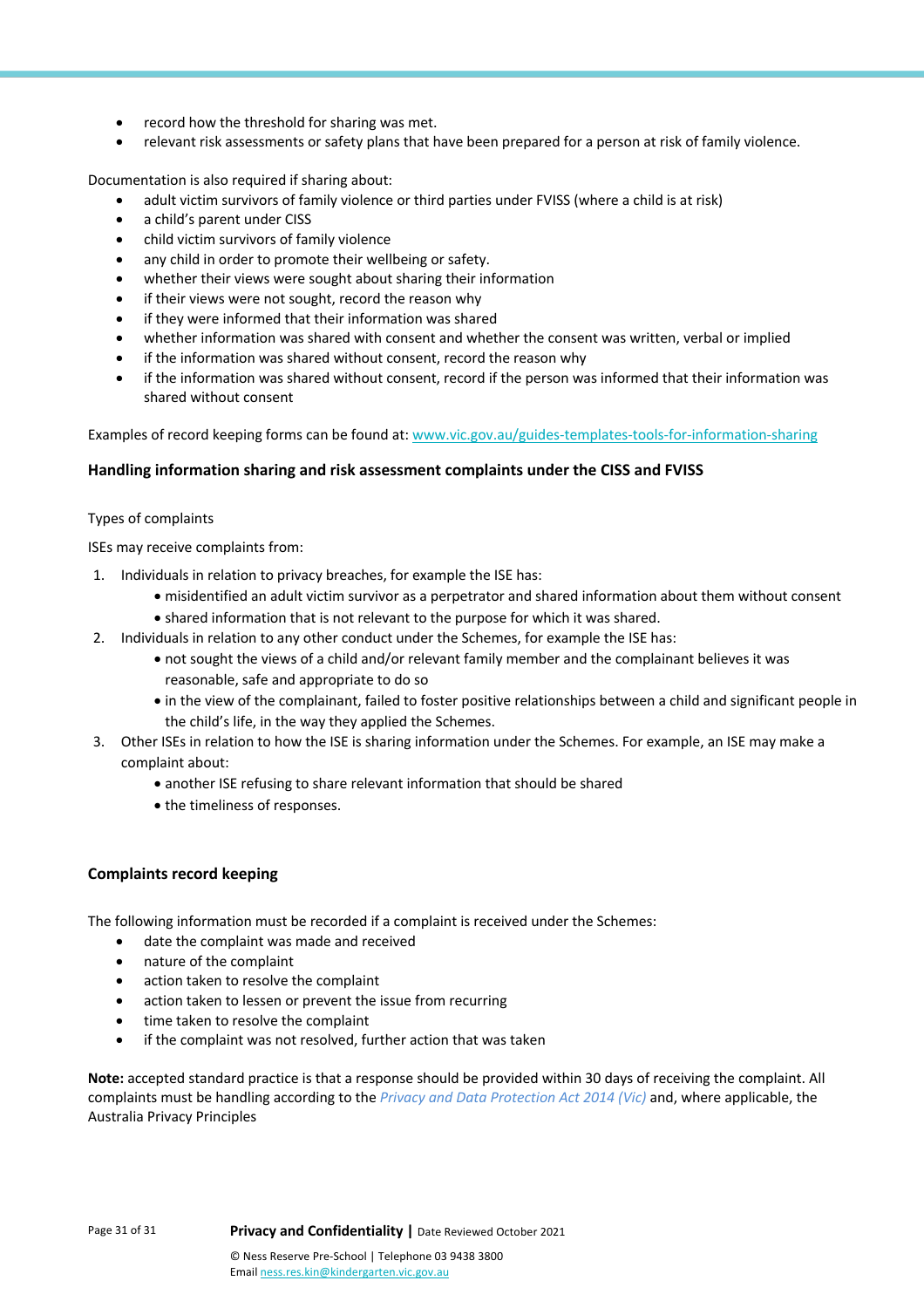- record how the threshold for sharing was met.
- relevant risk assessments or safety plans that have been prepared for a person at risk of family violence.

Documentation is also required if sharing about:

- adult victim survivors of family violence or third parties under FVISS (where a child is at risk)
- a child's parent under CISS
- child victim survivors of family violence
- any child in order to promote their wellbeing or safety.
- whether their views were sought about sharing their information
- if their views were not sought, record the reason why
- if they were informed that their information was shared
- whether information was shared with consent and whether the consent was written, verbal or implied
- if the information was shared without consent, record the reason why
- if the information was shared without consent, record if the person was informed that their information was shared without consent

Examples of record keeping forms can be found at: [www.vic.gov.au/guides-templates-tools-for-information-sharing](http://www.vic.gov.au/guides-templates-tools-for-information-sharing)

### Handling information sharing and risk assessment complaints under the CISS and FVISS

Types of complaints

ISEs may receive complaints from:

1. Individuals in relation to privacy breaches, for example the ISE has:
   - misidentified an adult victim survivor as a perpetrator and shared information about them without consent
   - shared information that is not relevant to the purpose for which it was shared.
2. Individuals in relation to any other conduct under the Schemes, for example the ISE has:
   - not sought the views of a child and/or relevant family member and the complainant believes it was reasonable, safe and appropriate to do so
   - in the view of the complainant, failed to foster positive relationships between a child and significant people in the child's life, in the way they applied the Schemes.
3. Other ISEs in relation to how the ISE is sharing information under the Schemes. For example, an ISE may make a complaint about:
   - another ISE refusing to share relevant information that should be shared
   - the timeliness of responses.

### Complaints record keeping

The following information must be recorded if a complaint is received under the Schemes:

- date the complaint was made and received
- nature of the complaint
- action taken to resolve the complaint
- action taken to lessen or prevent the issue from recurring
- time taken to resolve the complaint
- if the complaint was not resolved, further action that was taken

**Note:** accepted standard practice is that a response should be provided within 30 days of receiving the complaint. All complaints must be handling according to the *Privacy and Data Protection Act 2014 (Vic)* and, where applicable, the Australia Privacy Principles